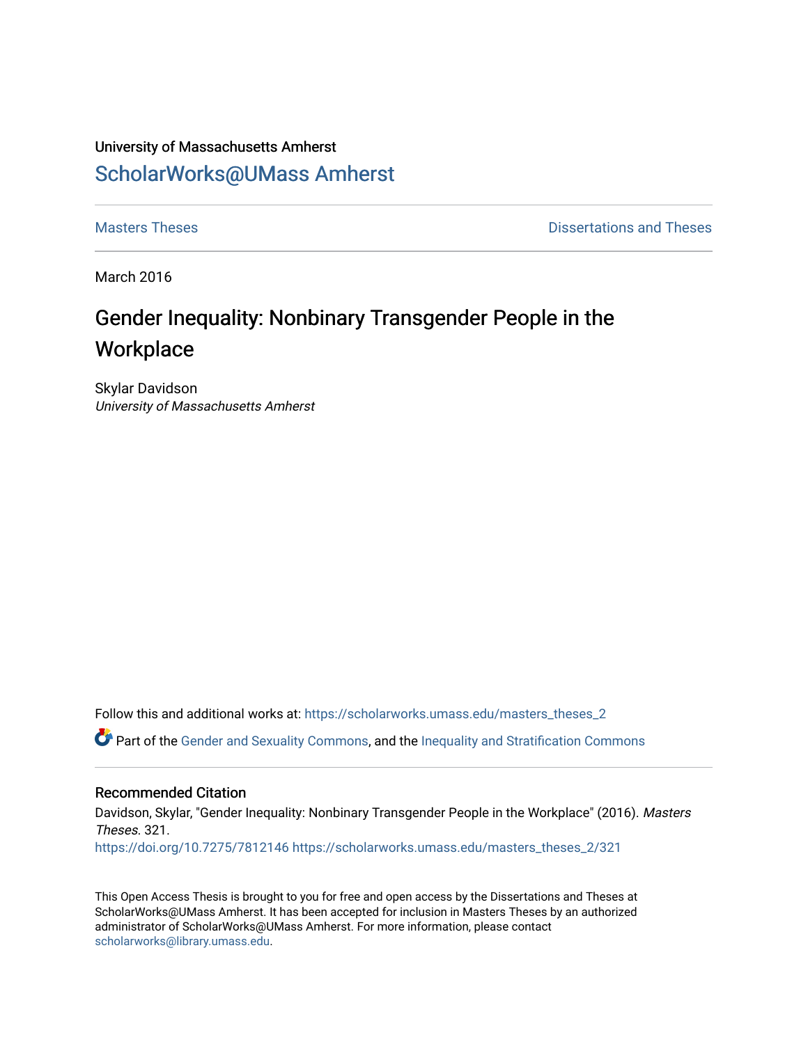University of Massachusetts Amherst

ScholarWorks@UMass Amherst

Masters Theses | Dissertations and Theses

March 2016

# Gender Inequality: Nonbinary Transgender People in the Workplace

Skylar Davidson

*University of Massachusetts Amherst*

Follow this and additional works at: https://scholarworks.umass.edu/masters_theses_2

Part of the Gender and Sexuality Commons, and the Inequality and Stratification Commons

## Recommended Citation

Davidson, Skylar, "Gender Inequality: Nonbinary Transgender People in the Workplace" (2016). *Masters Theses*. 321.

https://doi.org/10.7275/7812146 https://scholarworks.umass.edu/masters_theses_2/321

This Open Access Thesis is brought to you for free and open access by the Dissertations and Theses at ScholarWorks@UMass Amherst. It has been accepted for inclusion in Masters Theses by an authorized administrator of ScholarWorks@UMass Amherst. For more information, please contact scholarworks@library.umass.edu.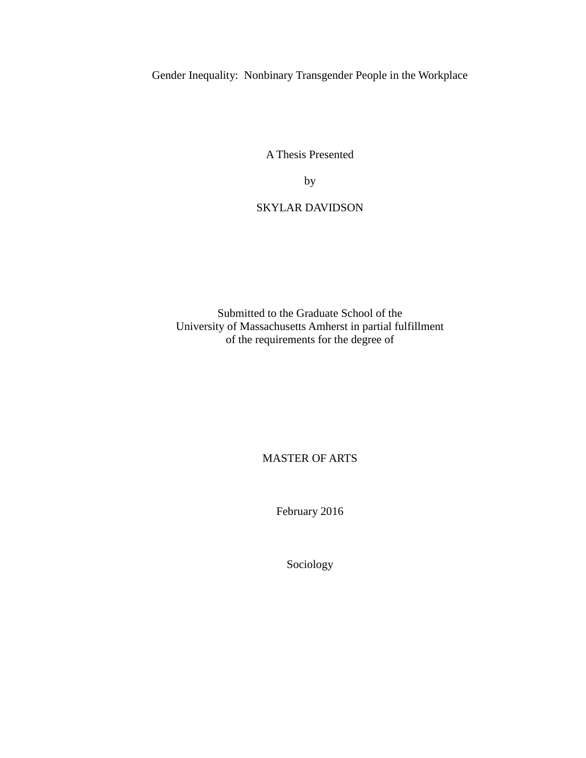# Gender Inequality: Nonbinary Transgender People in the Workplace

A Thesis Presented

by

SKYLAR DAVIDSON

Submitted to the Graduate School of the
University of Massachusetts Amherst in partial fulfillment
of the requirements for the degree of

MASTER OF ARTS

February 2016

Sociology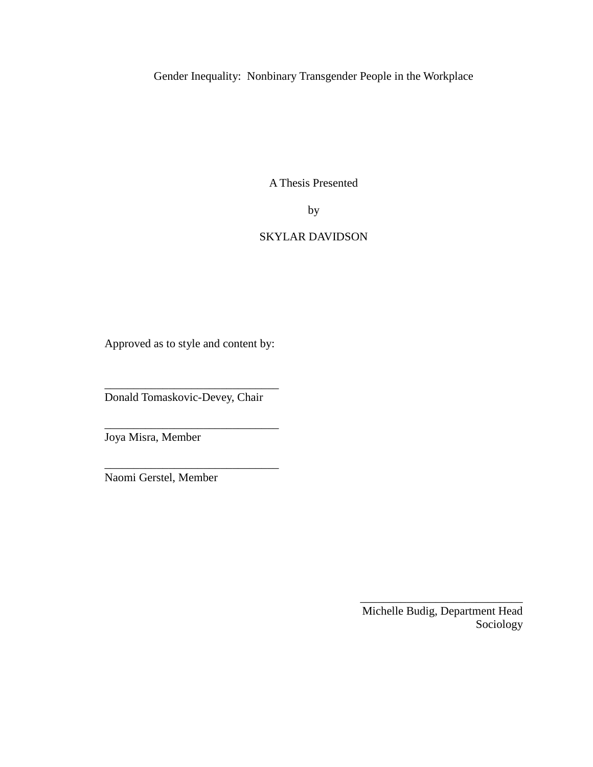Gender Inequality:  Nonbinary Transgender People in the Workplace

A Thesis Presented

by

SKYLAR DAVIDSON

Approved as to style and content by:

______________________________
Donald Tomaskovic-Devey, Chair

______________________________
Joya Misra, Member

______________________________
Naomi Gerstel, Member

______________________________
Michelle Budig, Department Head
Sociology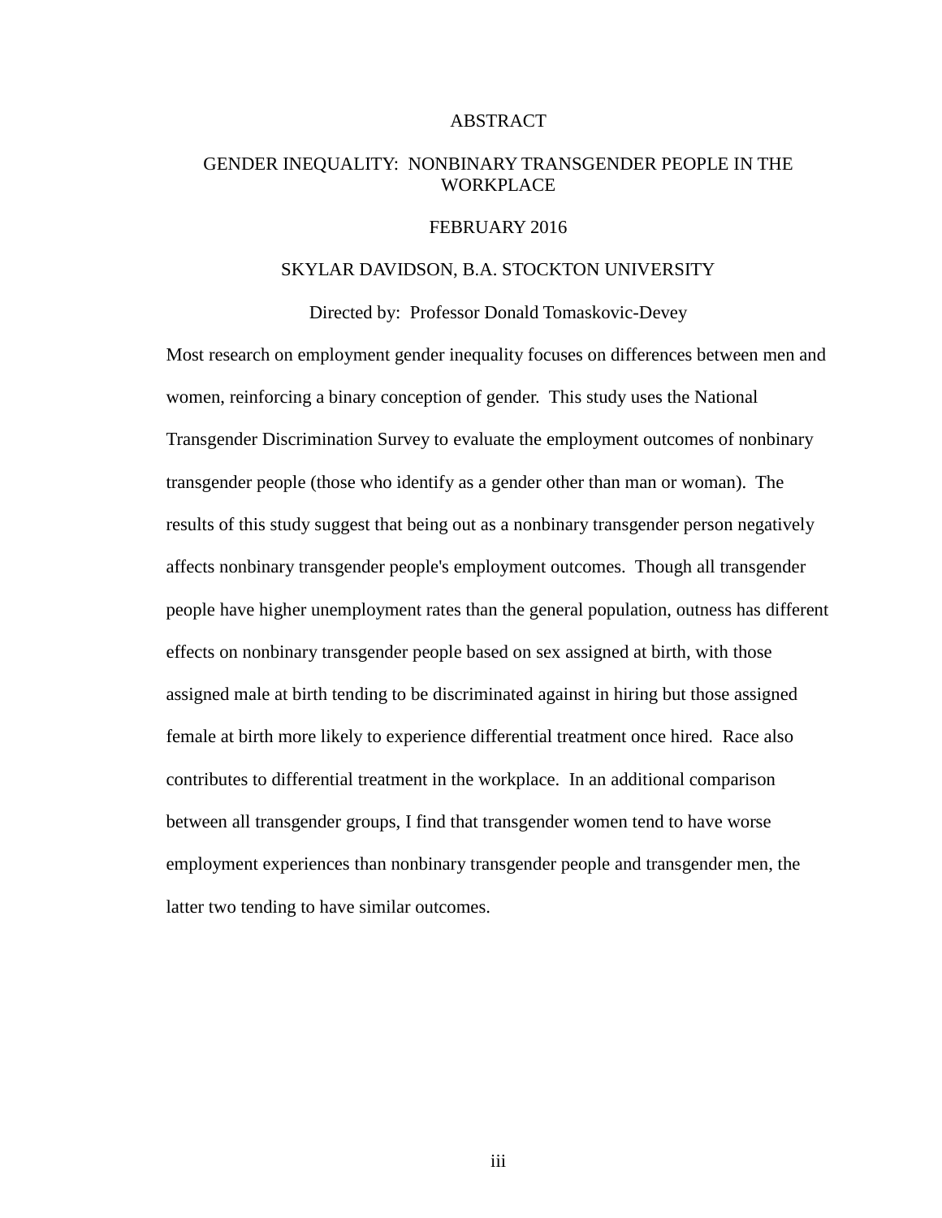# ABSTRACT

## GENDER INEQUALITY: NONBINARY TRANSGENDER PEOPLE IN THE WORKPLACE

FEBRUARY 2016

SKYLAR DAVIDSON, B.A. STOCKTON UNIVERSITY

Directed by: Professor Donald Tomaskovic-Devey

Most research on employment gender inequality focuses on differences between men and women, reinforcing a binary conception of gender. This study uses the National Transgender Discrimination Survey to evaluate the employment outcomes of nonbinary transgender people (those who identify as a gender other than man or woman). The results of this study suggest that being out as a nonbinary transgender person negatively affects nonbinary transgender people's employment outcomes. Though all transgender people have higher unemployment rates than the general population, outness has different effects on nonbinary transgender people based on sex assigned at birth, with those assigned male at birth tending to be discriminated against in hiring but those assigned female at birth more likely to experience differential treatment once hired. Race also contributes to differential treatment in the workplace. In an additional comparison between all transgender groups, I find that transgender women tend to have worse employment experiences than nonbinary transgender people and transgender men, the latter two tending to have similar outcomes.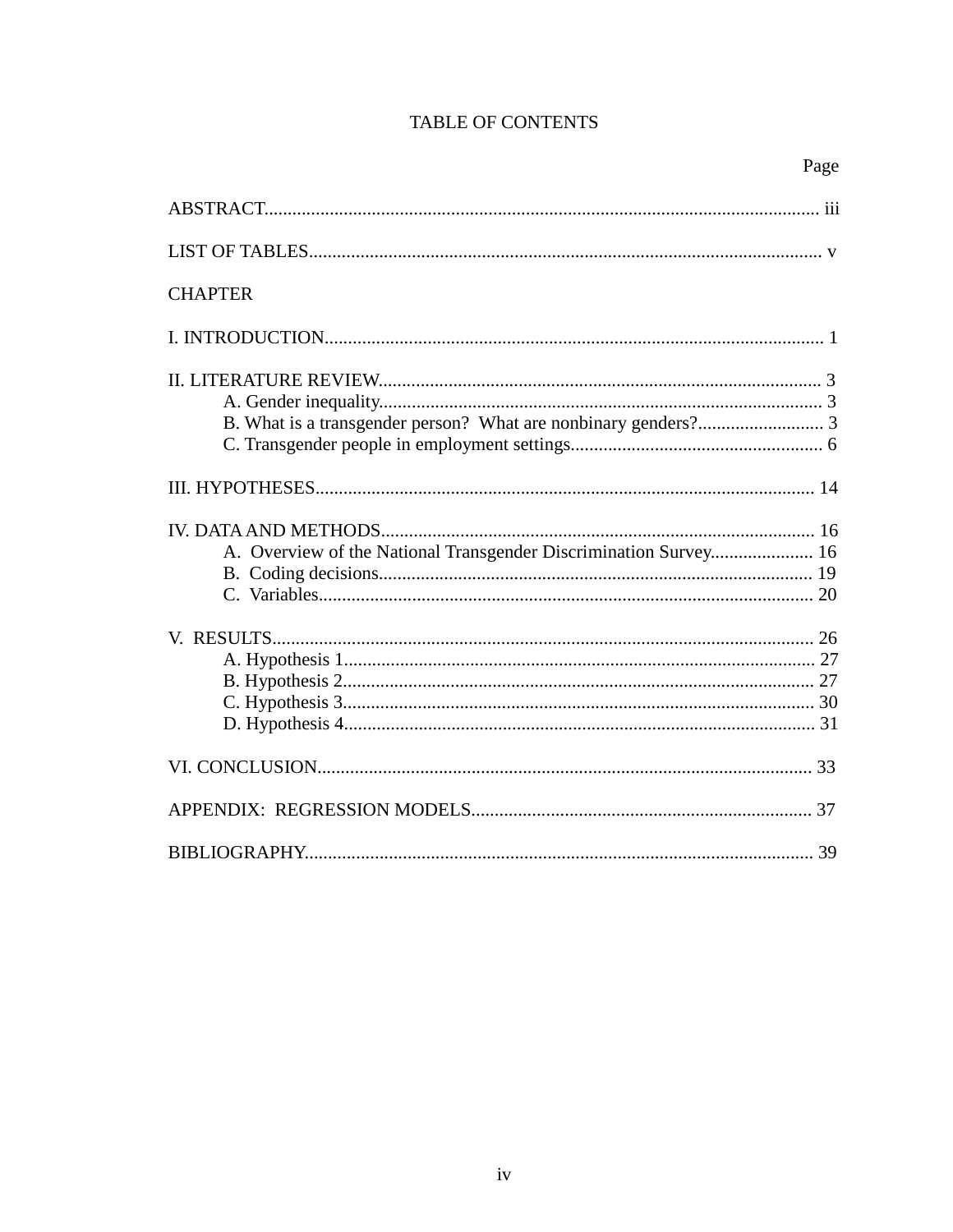# TABLE OF CONTENTS

Page

ABSTRACT...................................................................................................................... iii

LIST OF TABLES............................................................................................................ v

CHAPTER

I. INTRODUCTION......................................................................................................... 1

II. LITERATURE REVIEW............................................................................................. 3
- A. Gender inequality............................................................................................. 3
- B. What is a transgender person?  What are nonbinary genders?........................... 3
- C. Transgender people in employment settings...................................................... 6

III. HYPOTHESES.......................................................................................................... 14

IV. DATA AND METHODS............................................................................................ 16
- A.  Overview of the National Transgender Discrimination Survey...................... 16
- B.  Coding decisions............................................................................................ 19
- C.  Variables......................................................................................................... 20

V.  RESULTS.................................................................................................................. 26
- A. Hypothesis 1.................................................................................................... 27
- B. Hypothesis 2.................................................................................................... 27
- C. Hypothesis 3.................................................................................................... 30
- D. Hypothesis 4.................................................................................................... 31

VI. CONCLUSION......................................................................................................... 33

APPENDIX:  REGRESSION MODELS........................................................................ 37

BIBLIOGRAPHY............................................................................................................ 39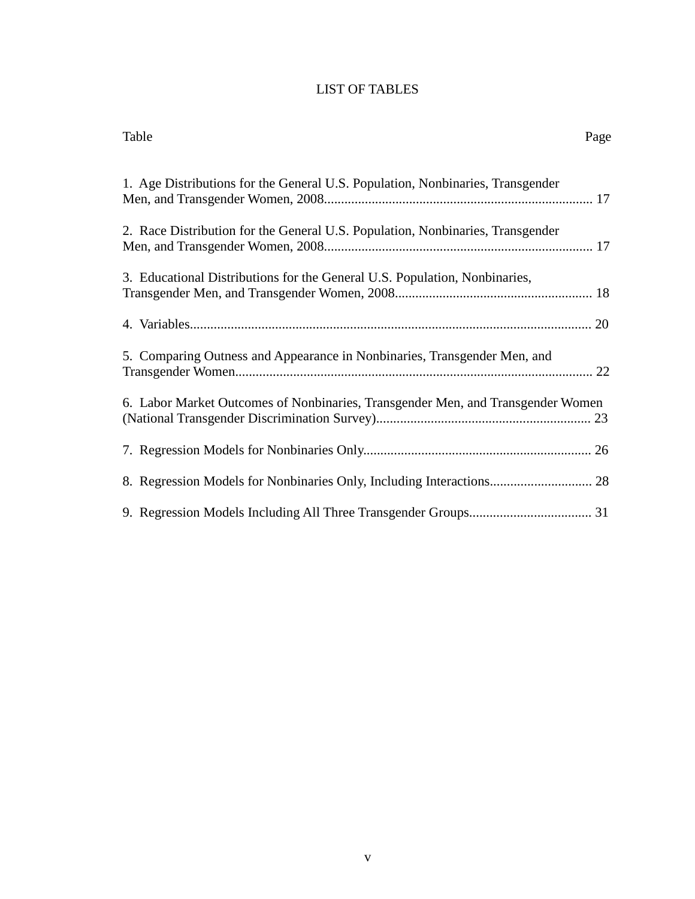# LIST OF TABLES

Table — Page

1. Age Distributions for the General U.S. Population, Nonbinaries, Transgender Men, and Transgender Women, 2008 .......... 17

2. Race Distribution for the General U.S. Population, Nonbinaries, Transgender Men, and Transgender Women, 2008 .......... 17

3. Educational Distributions for the General U.S. Population, Nonbinaries, Transgender Men, and Transgender Women, 2008 .......... 18

4. Variables .......... 20

5. Comparing Outness and Appearance in Nonbinaries, Transgender Men, and Transgender Women .......... 22

6. Labor Market Outcomes of Nonbinaries, Transgender Men, and Transgender Women (National Transgender Discrimination Survey) .......... 23

7. Regression Models for Nonbinaries Only .......... 26

8. Regression Models for Nonbinaries Only, Including Interactions .......... 28

9. Regression Models Including All Three Transgender Groups .......... 31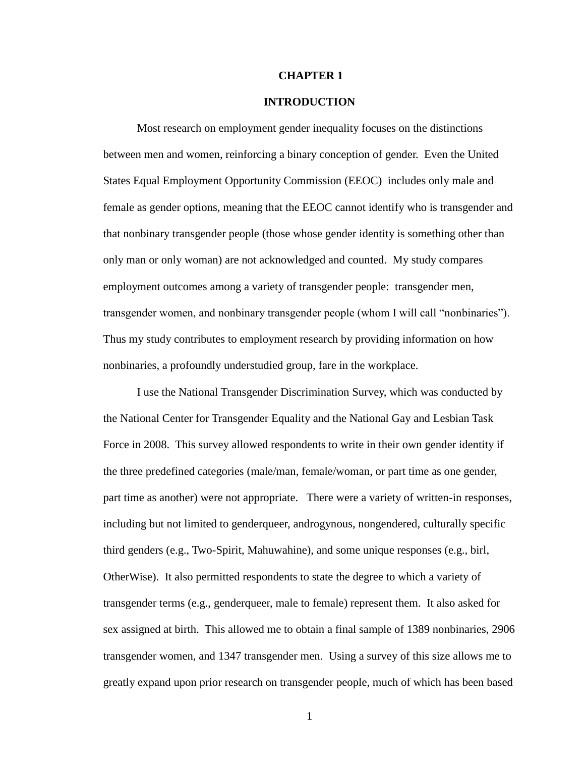# CHAPTER 1

## INTRODUCTION

Most research on employment gender inequality focuses on the distinctions between men and women, reinforcing a binary conception of gender. Even the United States Equal Employment Opportunity Commission (EEOC) includes only male and female as gender options, meaning that the EEOC cannot identify who is transgender and that nonbinary transgender people (those whose gender identity is something other than only man or only woman) are not acknowledged and counted. My study compares employment outcomes among a variety of transgender people: transgender men, transgender women, and nonbinary transgender people (whom I will call "nonbinaries"). Thus my study contributes to employment research by providing information on how nonbinaries, a profoundly understudied group, fare in the workplace.

I use the National Transgender Discrimination Survey, which was conducted by the National Center for Transgender Equality and the National Gay and Lesbian Task Force in 2008. This survey allowed respondents to write in their own gender identity if the three predefined categories (male/man, female/woman, or part time as one gender, part time as another) were not appropriate. There were a variety of written-in responses, including but not limited to genderqueer, androgynous, nongendered, culturally specific third genders (e.g., Two-Spirit, Mahuwahine), and some unique responses (e.g., birl, OtherWise). It also permitted respondents to state the degree to which a variety of transgender terms (e.g., genderqueer, male to female) represent them. It also asked for sex assigned at birth. This allowed me to obtain a final sample of 1389 nonbinaries, 2906 transgender women, and 1347 transgender men. Using a survey of this size allows me to greatly expand upon prior research on transgender people, much of which has been based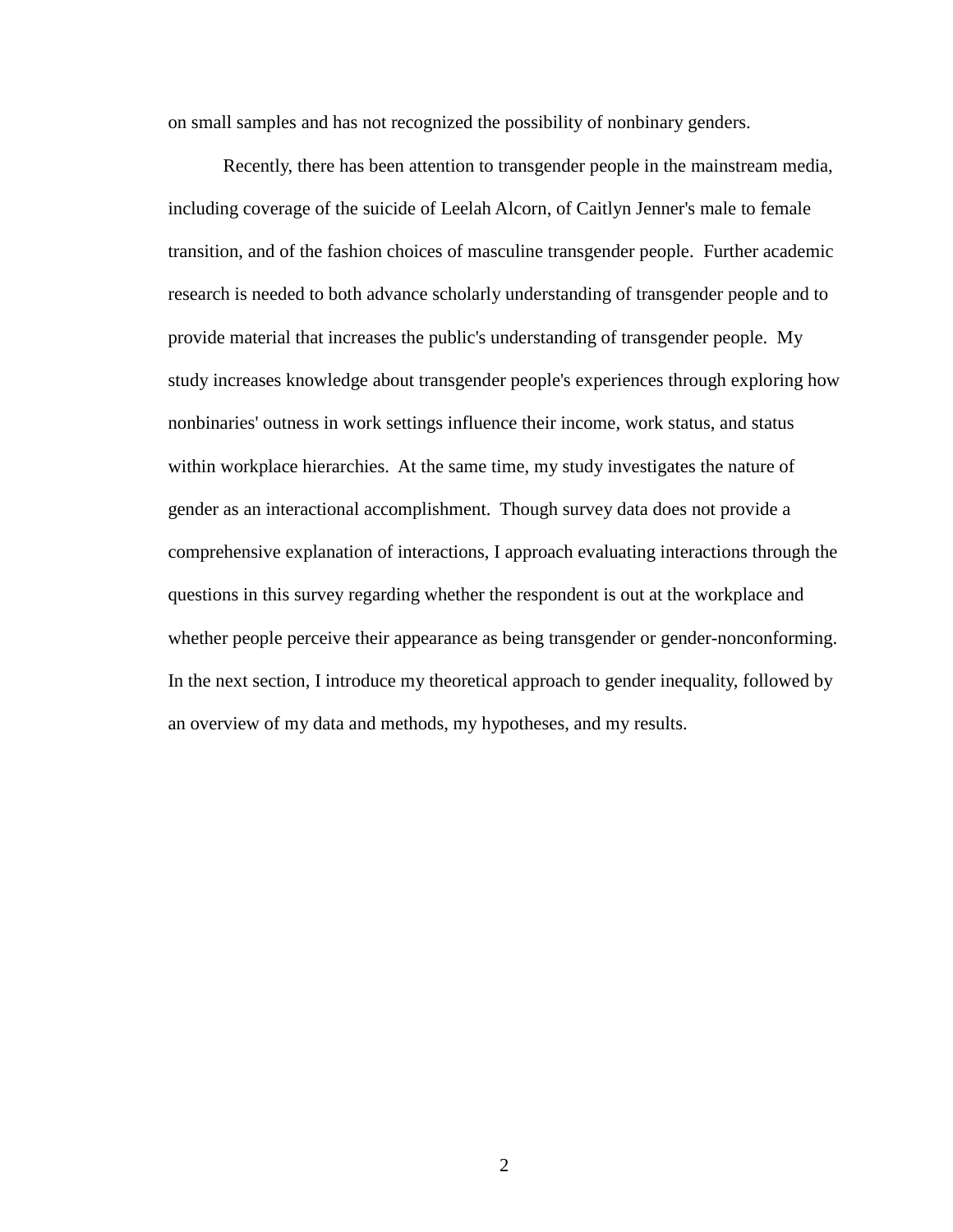on small samples and has not recognized the possibility of nonbinary genders.

Recently, there has been attention to transgender people in the mainstream media, including coverage of the suicide of Leelah Alcorn, of Caitlyn Jenner's male to female transition, and of the fashion choices of masculine transgender people. Further academic research is needed to both advance scholarly understanding of transgender people and to provide material that increases the public's understanding of transgender people. My study increases knowledge about transgender people's experiences through exploring how nonbinaries' outness in work settings influence their income, work status, and status within workplace hierarchies. At the same time, my study investigates the nature of gender as an interactional accomplishment. Though survey data does not provide a comprehensive explanation of interactions, I approach evaluating interactions through the questions in this survey regarding whether the respondent is out at the workplace and whether people perceive their appearance as being transgender or gender-nonconforming. In the next section, I introduce my theoretical approach to gender inequality, followed by an overview of my data and methods, my hypotheses, and my results.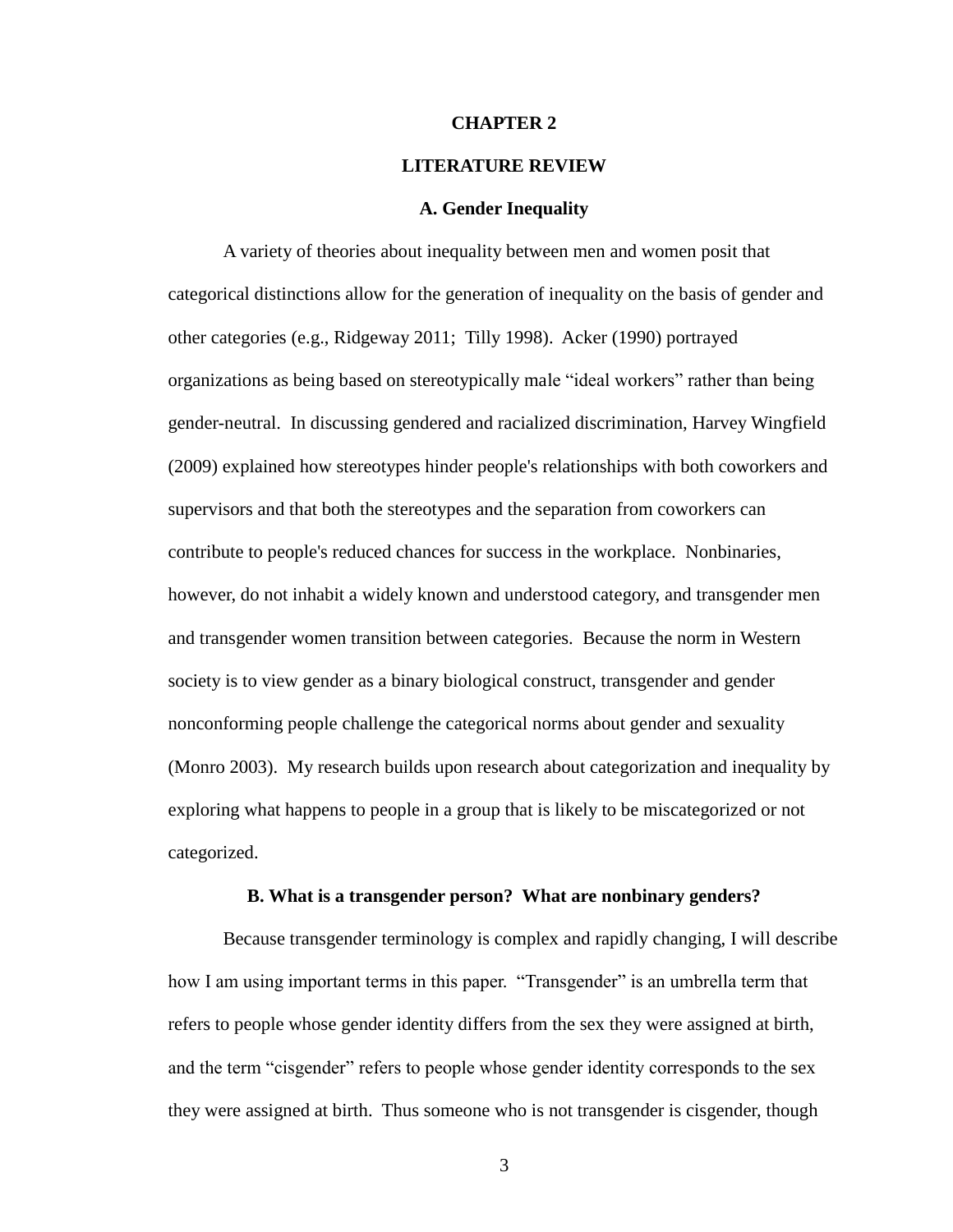# CHAPTER 2

# LITERATURE REVIEW

## A. Gender Inequality

A variety of theories about inequality between men and women posit that categorical distinctions allow for the generation of inequality on the basis of gender and other categories (e.g., Ridgeway 2011; Tilly 1998). Acker (1990) portrayed organizations as being based on stereotypically male "ideal workers" rather than being gender-neutral. In discussing gendered and racialized discrimination, Harvey Wingfield (2009) explained how stereotypes hinder people's relationships with both coworkers and supervisors and that both the stereotypes and the separation from coworkers can contribute to people's reduced chances for success in the workplace. Nonbinaries, however, do not inhabit a widely known and understood category, and transgender men and transgender women transition between categories. Because the norm in Western society is to view gender as a binary biological construct, transgender and gender nonconforming people challenge the categorical norms about gender and sexuality (Monro 2003). My research builds upon research about categorization and inequality by exploring what happens to people in a group that is likely to be miscategorized or not categorized.

## B. What is a transgender person? What are nonbinary genders?

Because transgender terminology is complex and rapidly changing, I will describe how I am using important terms in this paper. "Transgender" is an umbrella term that refers to people whose gender identity differs from the sex they were assigned at birth, and the term "cisgender" refers to people whose gender identity corresponds to the sex they were assigned at birth. Thus someone who is not transgender is cisgender, though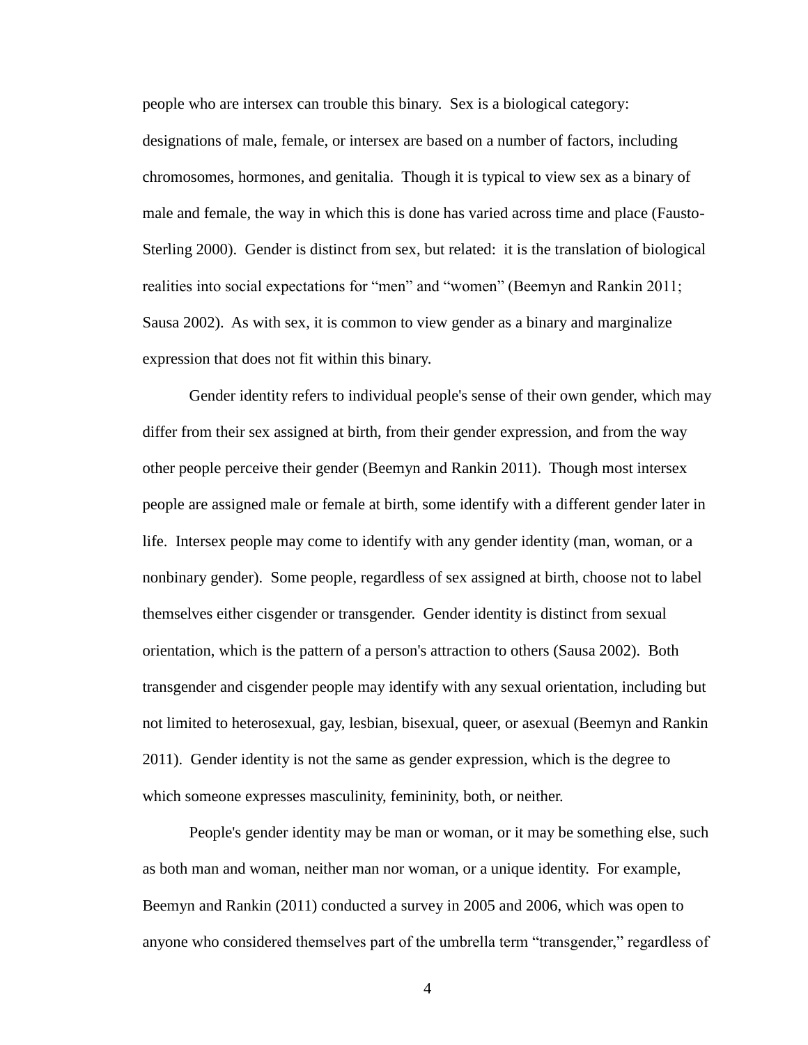people who are intersex can trouble this binary. Sex is a biological category: designations of male, female, or intersex are based on a number of factors, including chromosomes, hormones, and genitalia. Though it is typical to view sex as a binary of male and female, the way in which this is done has varied across time and place (Fausto-Sterling 2000). Gender is distinct from sex, but related: it is the translation of biological realities into social expectations for "men" and "women" (Beemyn and Rankin 2011; Sausa 2002). As with sex, it is common to view gender as a binary and marginalize expression that does not fit within this binary.

Gender identity refers to individual people's sense of their own gender, which may differ from their sex assigned at birth, from their gender expression, and from the way other people perceive their gender (Beemyn and Rankin 2011). Though most intersex people are assigned male or female at birth, some identify with a different gender later in life. Intersex people may come to identify with any gender identity (man, woman, or a nonbinary gender). Some people, regardless of sex assigned at birth, choose not to label themselves either cisgender or transgender. Gender identity is distinct from sexual orientation, which is the pattern of a person's attraction to others (Sausa 2002). Both transgender and cisgender people may identify with any sexual orientation, including but not limited to heterosexual, gay, lesbian, bisexual, queer, or asexual (Beemyn and Rankin 2011). Gender identity is not the same as gender expression, which is the degree to which someone expresses masculinity, femininity, both, or neither.

People's gender identity may be man or woman, or it may be something else, such as both man and woman, neither man nor woman, or a unique identity. For example, Beemyn and Rankin (2011) conducted a survey in 2005 and 2006, which was open to anyone who considered themselves part of the umbrella term "transgender," regardless of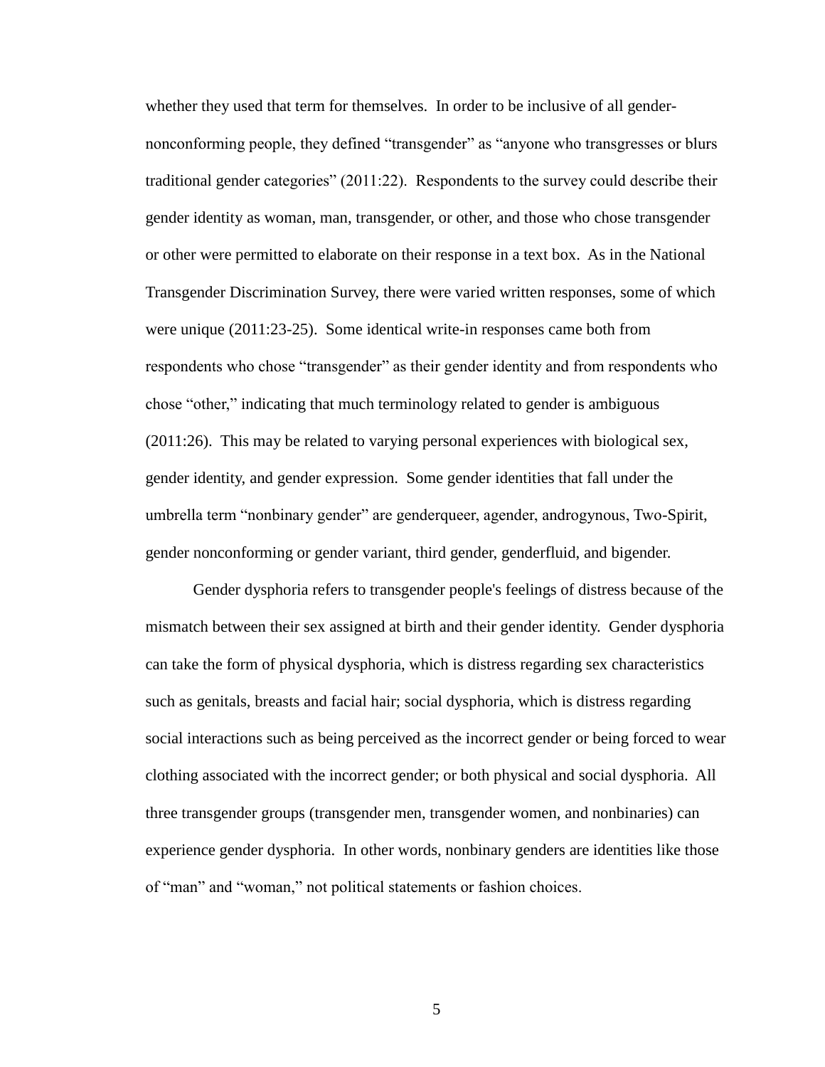whether they used that term for themselves. In order to be inclusive of all gender-nonconforming people, they defined "transgender" as "anyone who transgresses or blurs traditional gender categories" (2011:22). Respondents to the survey could describe their gender identity as woman, man, transgender, or other, and those who chose transgender or other were permitted to elaborate on their response in a text box. As in the National Transgender Discrimination Survey, there were varied written responses, some of which were unique (2011:23-25). Some identical write-in responses came both from respondents who chose "transgender" as their gender identity and from respondents who chose "other," indicating that much terminology related to gender is ambiguous (2011:26). This may be related to varying personal experiences with biological sex, gender identity, and gender expression. Some gender identities that fall under the umbrella term "nonbinary gender" are genderqueer, agender, androgynous, Two-Spirit, gender nonconforming or gender variant, third gender, genderfluid, and bigender.

Gender dysphoria refers to transgender people's feelings of distress because of the mismatch between their sex assigned at birth and their gender identity. Gender dysphoria can take the form of physical dysphoria, which is distress regarding sex characteristics such as genitals, breasts and facial hair; social dysphoria, which is distress regarding social interactions such as being perceived as the incorrect gender or being forced to wear clothing associated with the incorrect gender; or both physical and social dysphoria. All three transgender groups (transgender men, transgender women, and nonbinaries) can experience gender dysphoria. In other words, nonbinary genders are identities like those of "man" and "woman," not political statements or fashion choices.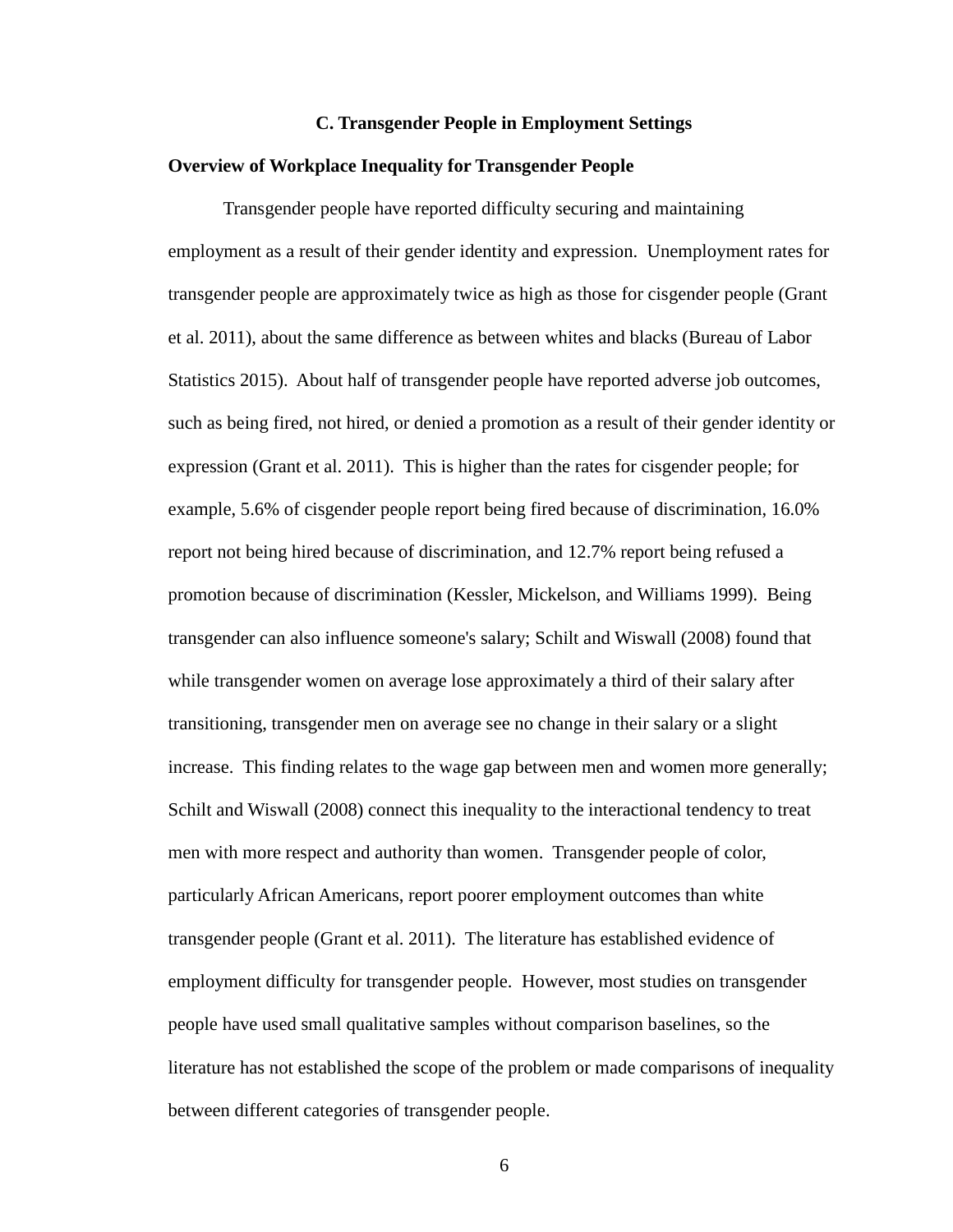## C. Transgender People in Employment Settings

### Overview of Workplace Inequality for Transgender People

Transgender people have reported difficulty securing and maintaining employment as a result of their gender identity and expression. Unemployment rates for transgender people are approximately twice as high as those for cisgender people (Grant et al. 2011), about the same difference as between whites and blacks (Bureau of Labor Statistics 2015). About half of transgender people have reported adverse job outcomes, such as being fired, not hired, or denied a promotion as a result of their gender identity or expression (Grant et al. 2011). This is higher than the rates for cisgender people; for example, 5.6% of cisgender people report being fired because of discrimination, 16.0% report not being hired because of discrimination, and 12.7% report being refused a promotion because of discrimination (Kessler, Mickelson, and Williams 1999). Being transgender can also influence someone's salary; Schilt and Wiswall (2008) found that while transgender women on average lose approximately a third of their salary after transitioning, transgender men on average see no change in their salary or a slight increase. This finding relates to the wage gap between men and women more generally; Schilt and Wiswall (2008) connect this inequality to the interactional tendency to treat men with more respect and authority than women. Transgender people of color, particularly African Americans, report poorer employment outcomes than white transgender people (Grant et al. 2011). The literature has established evidence of employment difficulty for transgender people. However, most studies on transgender people have used small qualitative samples without comparison baselines, so the literature has not established the scope of the problem or made comparisons of inequality between different categories of transgender people.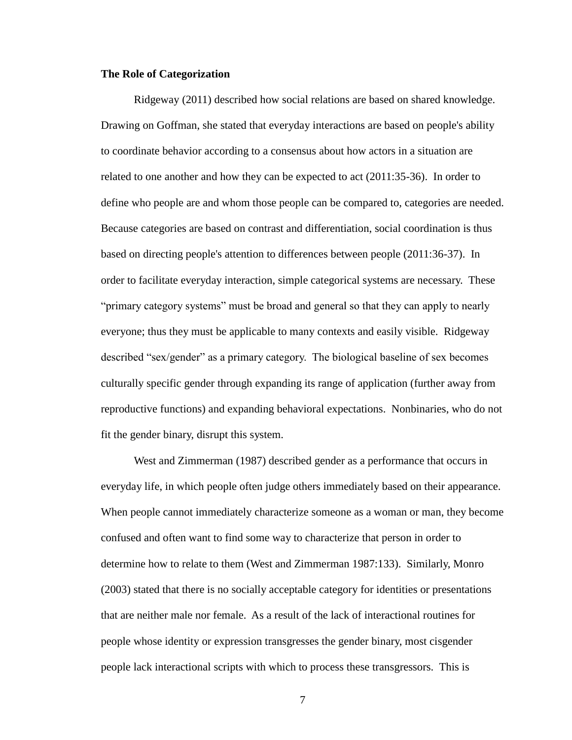**The Role of Categorization**

Ridgeway (2011) described how social relations are based on shared knowledge. Drawing on Goffman, she stated that everyday interactions are based on people's ability to coordinate behavior according to a consensus about how actors in a situation are related to one another and how they can be expected to act (2011:35-36). In order to define who people are and whom those people can be compared to, categories are needed. Because categories are based on contrast and differentiation, social coordination is thus based on directing people's attention to differences between people (2011:36-37). In order to facilitate everyday interaction, simple categorical systems are necessary. These "primary category systems" must be broad and general so that they can apply to nearly everyone; thus they must be applicable to many contexts and easily visible. Ridgeway described "sex/gender" as a primary category. The biological baseline of sex becomes culturally specific gender through expanding its range of application (further away from reproductive functions) and expanding behavioral expectations. Nonbinaries, who do not fit the gender binary, disrupt this system.

West and Zimmerman (1987) described gender as a performance that occurs in everyday life, in which people often judge others immediately based on their appearance. When people cannot immediately characterize someone as a woman or man, they become confused and often want to find some way to characterize that person in order to determine how to relate to them (West and Zimmerman 1987:133). Similarly, Monro (2003) stated that there is no socially acceptable category for identities or presentations that are neither male nor female. As a result of the lack of interactional routines for people whose identity or expression transgresses the gender binary, most cisgender people lack interactional scripts with which to process these transgressors. This is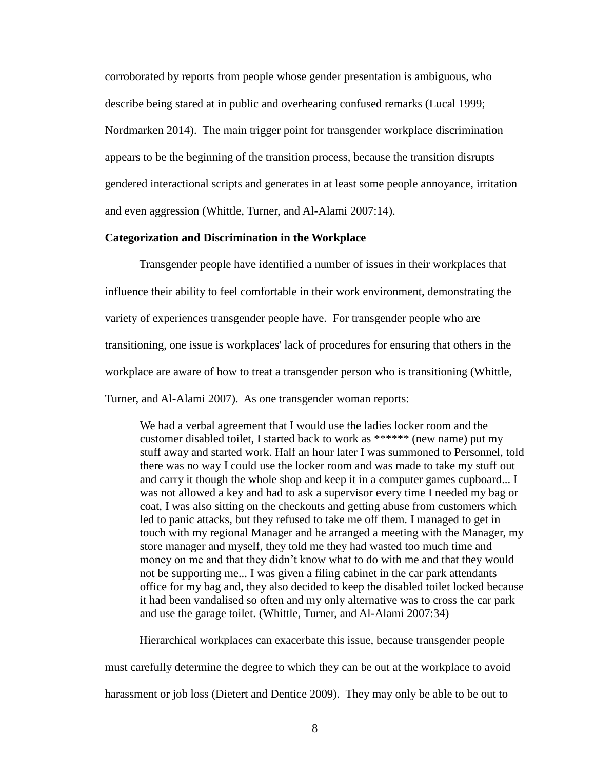corroborated by reports from people whose gender presentation is ambiguous, who describe being stared at in public and overhearing confused remarks (Lucal 1999; Nordmarken 2014). The main trigger point for transgender workplace discrimination appears to be the beginning of the transition process, because the transition disrupts gendered interactional scripts and generates in at least some people annoyance, irritation and even aggression (Whittle, Turner, and Al-Alami 2007:14).

### Categorization and Discrimination in the Workplace

Transgender people have identified a number of issues in their workplaces that influence their ability to feel comfortable in their work environment, demonstrating the variety of experiences transgender people have. For transgender people who are transitioning, one issue is workplaces' lack of procedures for ensuring that others in the workplace are aware of how to treat a transgender person who is transitioning (Whittle, Turner, and Al-Alami 2007). As one transgender woman reports:

> We had a verbal agreement that I would use the ladies locker room and the customer disabled toilet, I started back to work as ****** (new name) put my stuff away and started work. Half an hour later I was summoned to Personnel, told there was no way I could use the locker room and was made to take my stuff out and carry it though the whole shop and keep it in a computer games cupboard... I was not allowed a key and had to ask a supervisor every time I needed my bag or coat, I was also sitting on the checkouts and getting abuse from customers which led to panic attacks, but they refused to take me off them. I managed to get in touch with my regional Manager and he arranged a meeting with the Manager, my store manager and myself, they told me they had wasted too much time and money on me and that they didn't know what to do with me and that they would not be supporting me... I was given a filing cabinet in the car park attendants office for my bag and, they also decided to keep the disabled toilet locked because it had been vandalised so often and my only alternative was to cross the car park and use the garage toilet. (Whittle, Turner, and Al-Alami 2007:34)

Hierarchical workplaces can exacerbate this issue, because transgender people must carefully determine the degree to which they can be out at the workplace to avoid harassment or job loss (Dietert and Dentice 2009). They may only be able to be out to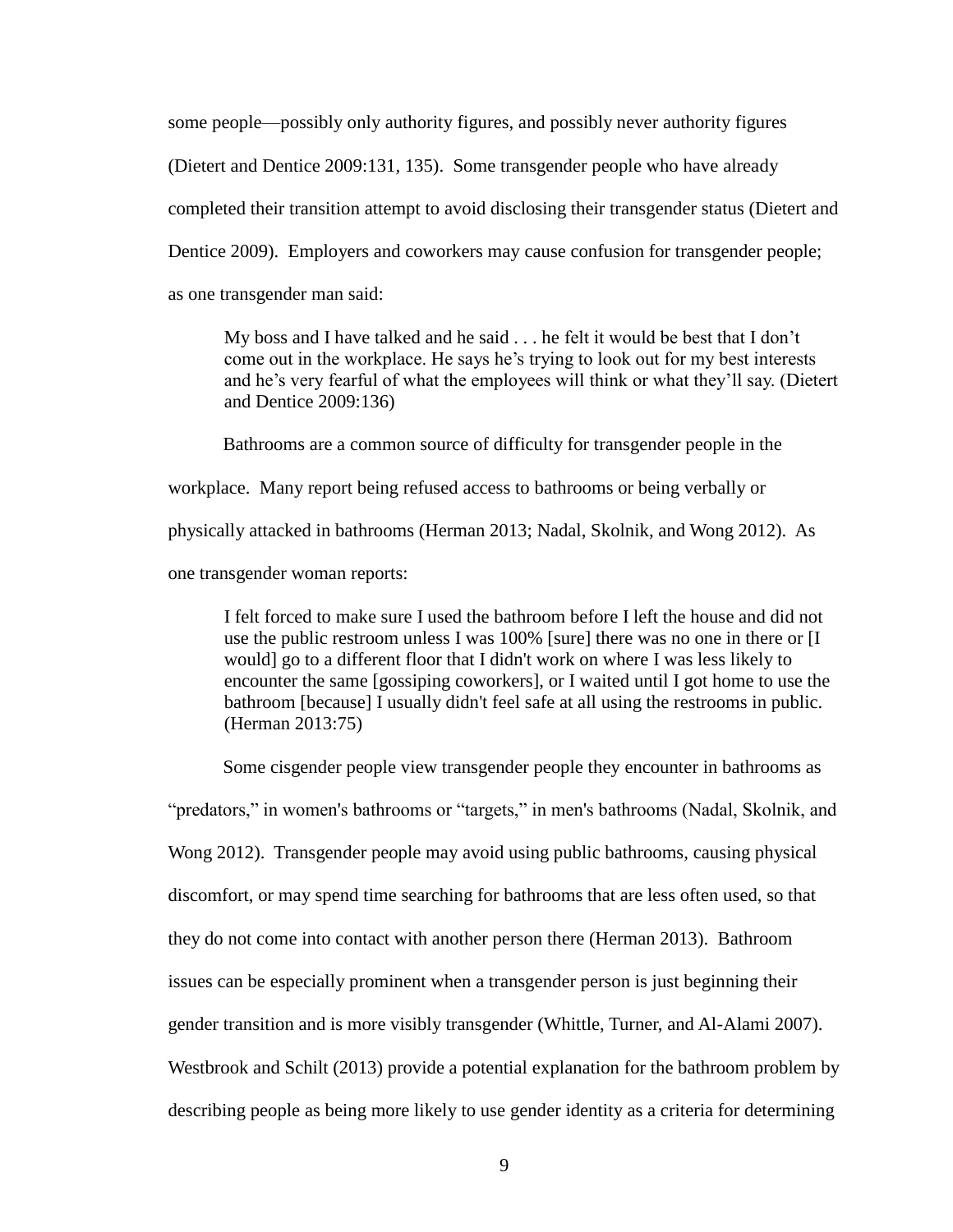some people—possibly only authority figures, and possibly never authority figures (Dietert and Dentice 2009:131, 135). Some transgender people who have already completed their transition attempt to avoid disclosing their transgender status (Dietert and Dentice 2009). Employers and coworkers may cause confusion for transgender people; as one transgender man said:

> My boss and I have talked and he said . . . he felt it would be best that I don't come out in the workplace. He says he's trying to look out for my best interests and he's very fearful of what the employees will think or what they'll say. (Dietert and Dentice 2009:136)

Bathrooms are a common source of difficulty for transgender people in the workplace. Many report being refused access to bathrooms or being verbally or physically attacked in bathrooms (Herman 2013; Nadal, Skolnik, and Wong 2012). As one transgender woman reports:

> I felt forced to make sure I used the bathroom before I left the house and did not use the public restroom unless I was 100% [sure] there was no one in there or [I would] go to a different floor that I didn't work on where I was less likely to encounter the same [gossiping coworkers], or I waited until I got home to use the bathroom [because] I usually didn't feel safe at all using the restrooms in public. (Herman 2013:75)

Some cisgender people view transgender people they encounter in bathrooms as "predators," in women's bathrooms or "targets," in men's bathrooms (Nadal, Skolnik, and Wong 2012). Transgender people may avoid using public bathrooms, causing physical discomfort, or may spend time searching for bathrooms that are less often used, so that they do not come into contact with another person there (Herman 2013). Bathroom issues can be especially prominent when a transgender person is just beginning their gender transition and is more visibly transgender (Whittle, Turner, and Al-Alami 2007). Westbrook and Schilt (2013) provide a potential explanation for the bathroom problem by describing people as being more likely to use gender identity as a criteria for determining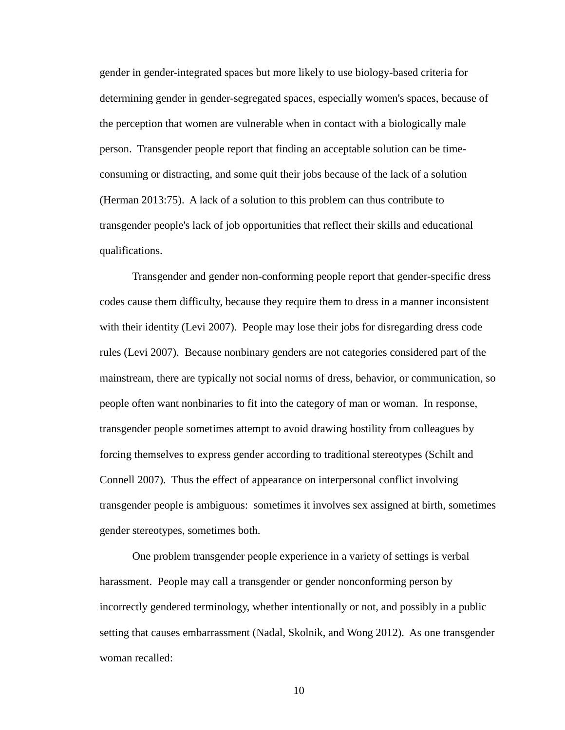gender in gender-integrated spaces but more likely to use biology-based criteria for determining gender in gender-segregated spaces, especially women's spaces, because of the perception that women are vulnerable when in contact with a biologically male person. Transgender people report that finding an acceptable solution can be time-consuming or distracting, and some quit their jobs because of the lack of a solution (Herman 2013:75). A lack of a solution to this problem can thus contribute to transgender people's lack of job opportunities that reflect their skills and educational qualifications.

Transgender and gender non-conforming people report that gender-specific dress codes cause them difficulty, because they require them to dress in a manner inconsistent with their identity (Levi 2007). People may lose their jobs for disregarding dress code rules (Levi 2007). Because nonbinary genders are not categories considered part of the mainstream, there are typically not social norms of dress, behavior, or communication, so people often want nonbinaries to fit into the category of man or woman. In response, transgender people sometimes attempt to avoid drawing hostility from colleagues by forcing themselves to express gender according to traditional stereotypes (Schilt and Connell 2007). Thus the effect of appearance on interpersonal conflict involving transgender people is ambiguous: sometimes it involves sex assigned at birth, sometimes gender stereotypes, sometimes both.

One problem transgender people experience in a variety of settings is verbal harassment. People may call a transgender or gender nonconforming person by incorrectly gendered terminology, whether intentionally or not, and possibly in a public setting that causes embarrassment (Nadal, Skolnik, and Wong 2012). As one transgender woman recalled: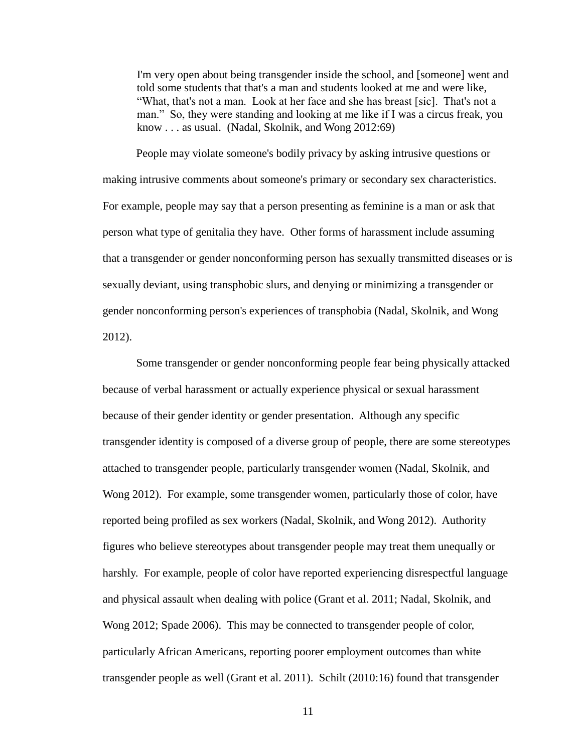> I'm very open about being transgender inside the school, and [someone] went and told some students that that's a man and students looked at me and were like, "What, that's not a man. Look at her face and she has breast [sic]. That's not a man." So, they were standing and looking at me like if I was a circus freak, you know . . . as usual. (Nadal, Skolnik, and Wong 2012:69)

People may violate someone's bodily privacy by asking intrusive questions or making intrusive comments about someone's primary or secondary sex characteristics. For example, people may say that a person presenting as feminine is a man or ask that person what type of genitalia they have. Other forms of harassment include assuming that a transgender or gender nonconforming person has sexually transmitted diseases or is sexually deviant, using transphobic slurs, and denying or minimizing a transgender or gender nonconforming person's experiences of transphobia (Nadal, Skolnik, and Wong 2012).

Some transgender or gender nonconforming people fear being physically attacked because of verbal harassment or actually experience physical or sexual harassment because of their gender identity or gender presentation. Although any specific transgender identity is composed of a diverse group of people, there are some stereotypes attached to transgender people, particularly transgender women (Nadal, Skolnik, and Wong 2012). For example, some transgender women, particularly those of color, have reported being profiled as sex workers (Nadal, Skolnik, and Wong 2012). Authority figures who believe stereotypes about transgender people may treat them unequally or harshly. For example, people of color have reported experiencing disrespectful language and physical assault when dealing with police (Grant et al. 2011; Nadal, Skolnik, and Wong 2012; Spade 2006). This may be connected to transgender people of color, particularly African Americans, reporting poorer employment outcomes than white transgender people as well (Grant et al. 2011). Schilt (2010:16) found that transgender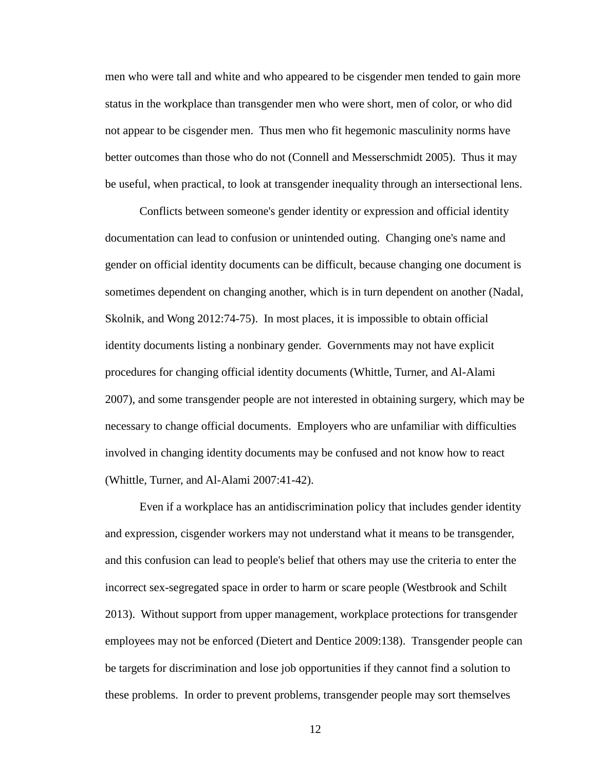men who were tall and white and who appeared to be cisgender men tended to gain more status in the workplace than transgender men who were short, men of color, or who did not appear to be cisgender men. Thus men who fit hegemonic masculinity norms have better outcomes than those who do not (Connell and Messerschmidt 2005). Thus it may be useful, when practical, to look at transgender inequality through an intersectional lens.

Conflicts between someone's gender identity or expression and official identity documentation can lead to confusion or unintended outing. Changing one's name and gender on official identity documents can be difficult, because changing one document is sometimes dependent on changing another, which is in turn dependent on another (Nadal, Skolnik, and Wong 2012:74-75). In most places, it is impossible to obtain official identity documents listing a nonbinary gender. Governments may not have explicit procedures for changing official identity documents (Whittle, Turner, and Al-Alami 2007), and some transgender people are not interested in obtaining surgery, which may be necessary to change official documents. Employers who are unfamiliar with difficulties involved in changing identity documents may be confused and not know how to react (Whittle, Turner, and Al-Alami 2007:41-42).

Even if a workplace has an antidiscrimination policy that includes gender identity and expression, cisgender workers may not understand what it means to be transgender, and this confusion can lead to people's belief that others may use the criteria to enter the incorrect sex-segregated space in order to harm or scare people (Westbrook and Schilt 2013). Without support from upper management, workplace protections for transgender employees may not be enforced (Dietert and Dentice 2009:138). Transgender people can be targets for discrimination and lose job opportunities if they cannot find a solution to these problems. In order to prevent problems, transgender people may sort themselves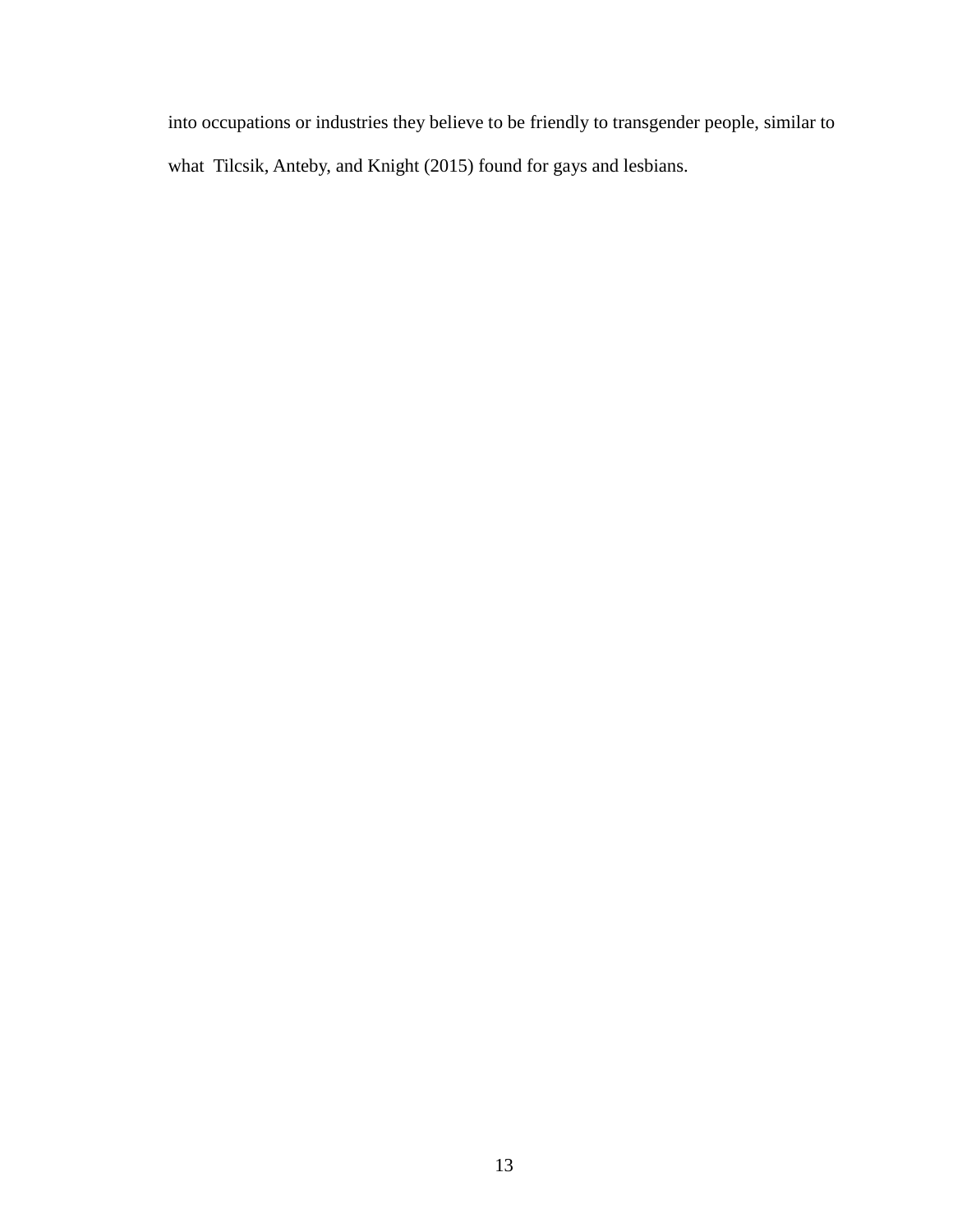into occupations or industries they believe to be friendly to transgender people, similar to what Tilcsik, Anteby, and Knight (2015) found for gays and lesbians.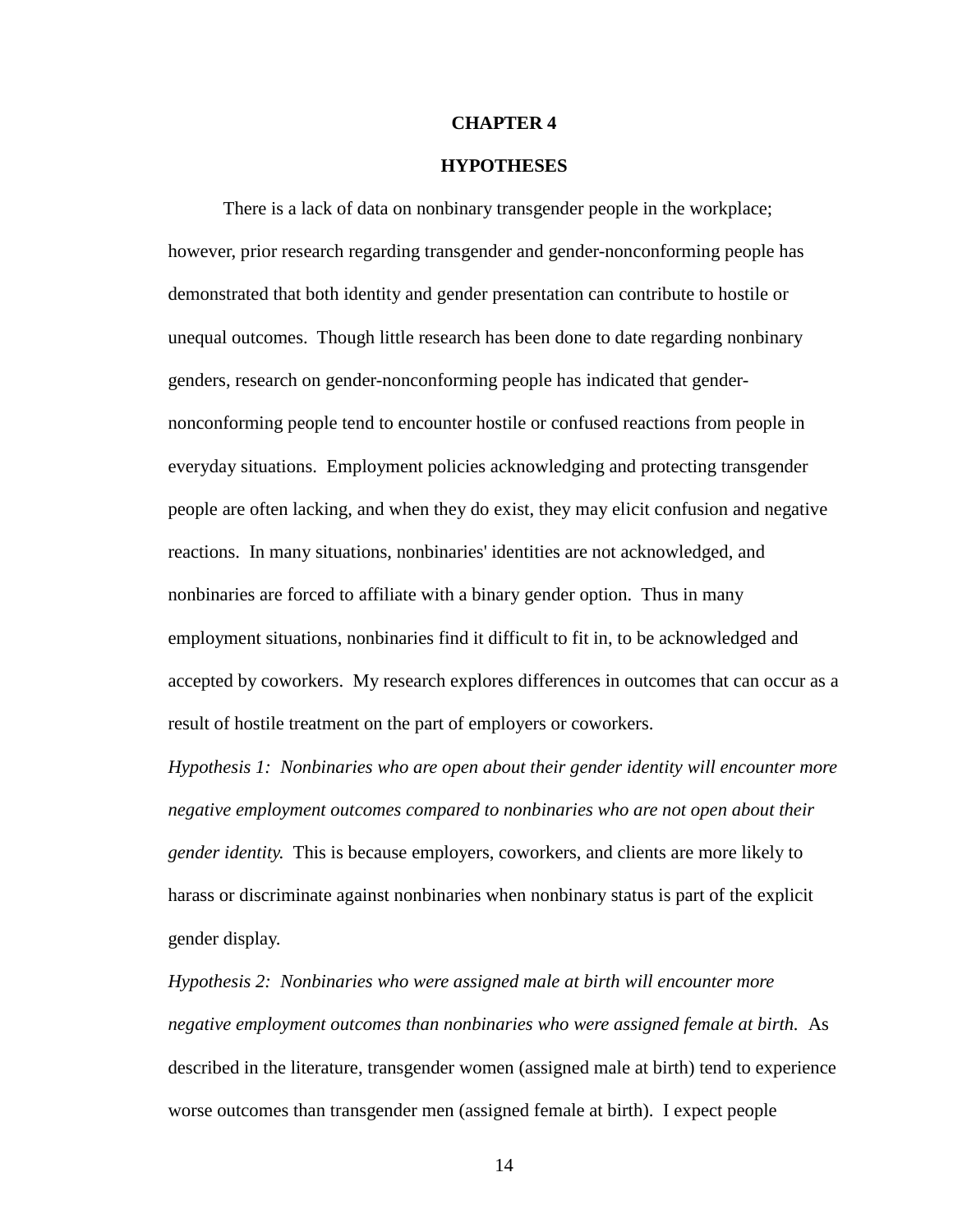# CHAPTER 4

# HYPOTHESES

There is a lack of data on nonbinary transgender people in the workplace; however, prior research regarding transgender and gender-nonconforming people has demonstrated that both identity and gender presentation can contribute to hostile or unequal outcomes. Though little research has been done to date regarding nonbinary genders, research on gender-nonconforming people has indicated that gender-nonconforming people tend to encounter hostile or confused reactions from people in everyday situations. Employment policies acknowledging and protecting transgender people are often lacking, and when they do exist, they may elicit confusion and negative reactions. In many situations, nonbinaries' identities are not acknowledged, and nonbinaries are forced to affiliate with a binary gender option. Thus in many employment situations, nonbinaries find it difficult to fit in, to be acknowledged and accepted by coworkers. My research explores differences in outcomes that can occur as a result of hostile treatment on the part of employers or coworkers.

*Hypothesis 1: Nonbinaries who are open about their gender identity will encounter more negative employment outcomes compared to nonbinaries who are not open about their gender identity.* This is because employers, coworkers, and clients are more likely to harass or discriminate against nonbinaries when nonbinary status is part of the explicit gender display.

*Hypothesis 2: Nonbinaries who were assigned male at birth will encounter more negative employment outcomes than nonbinaries who were assigned female at birth.* As described in the literature, transgender women (assigned male at birth) tend to experience worse outcomes than transgender men (assigned female at birth). I expect people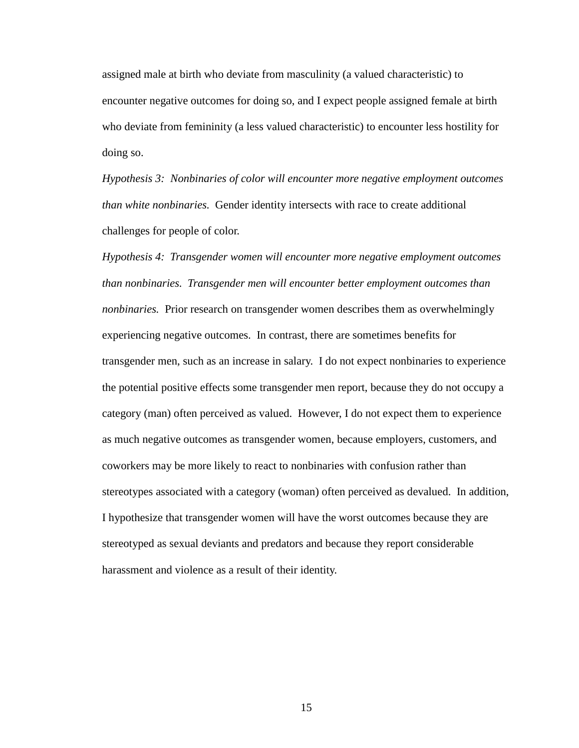assigned male at birth who deviate from masculinity (a valued characteristic) to encounter negative outcomes for doing so, and I expect people assigned female at birth who deviate from femininity (a less valued characteristic) to encounter less hostility for doing so.

*Hypothesis 3: Nonbinaries of color will encounter more negative employment outcomes than white nonbinaries.* Gender identity intersects with race to create additional challenges for people of color.

*Hypothesis 4: Transgender women will encounter more negative employment outcomes than nonbinaries. Transgender men will encounter better employment outcomes than nonbinaries.* Prior research on transgender women describes them as overwhelmingly experiencing negative outcomes. In contrast, there are sometimes benefits for transgender men, such as an increase in salary. I do not expect nonbinaries to experience the potential positive effects some transgender men report, because they do not occupy a category (man) often perceived as valued. However, I do not expect them to experience as much negative outcomes as transgender women, because employers, customers, and coworkers may be more likely to react to nonbinaries with confusion rather than stereotypes associated with a category (woman) often perceived as devalued. In addition, I hypothesize that transgender women will have the worst outcomes because they are stereotyped as sexual deviants and predators and because they report considerable harassment and violence as a result of their identity.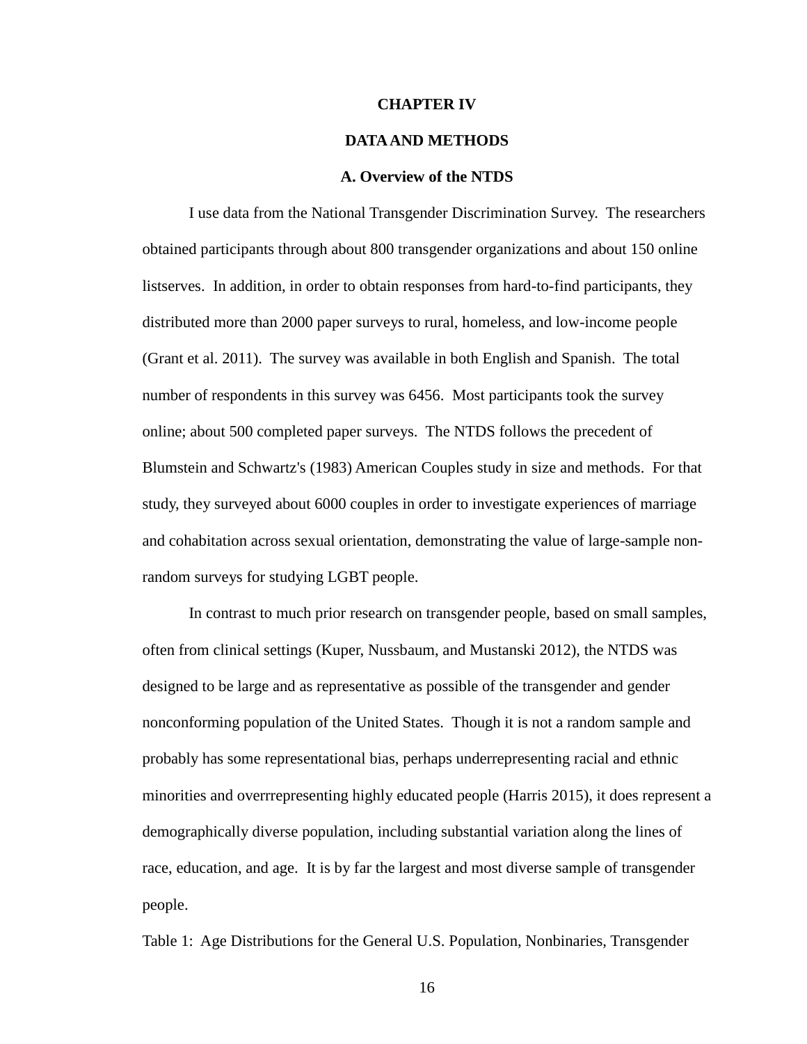# CHAPTER IV

## DATA AND METHODS

### A. Overview of the NTDS

I use data from the National Transgender Discrimination Survey. The researchers obtained participants through about 800 transgender organizations and about 150 online listserves. In addition, in order to obtain responses from hard-to-find participants, they distributed more than 2000 paper surveys to rural, homeless, and low-income people (Grant et al. 2011). The survey was available in both English and Spanish. The total number of respondents in this survey was 6456. Most participants took the survey online; about 500 completed paper surveys. The NTDS follows the precedent of Blumstein and Schwartz's (1983) American Couples study in size and methods. For that study, they surveyed about 6000 couples in order to investigate experiences of marriage and cohabitation across sexual orientation, demonstrating the value of large-sample non-random surveys for studying LGBT people.

In contrast to much prior research on transgender people, based on small samples, often from clinical settings (Kuper, Nussbaum, and Mustanski 2012), the NTDS was designed to be large and as representative as possible of the transgender and gender nonconforming population of the United States. Though it is not a random sample and probably has some representational bias, perhaps underrepresenting racial and ethnic minorities and overrrepresenting highly educated people (Harris 2015), it does represent a demographically diverse population, including substantial variation along the lines of race, education, and age. It is by far the largest and most diverse sample of transgender people.

Table 1: Age Distributions for the General U.S. Population, Nonbinaries, Transgender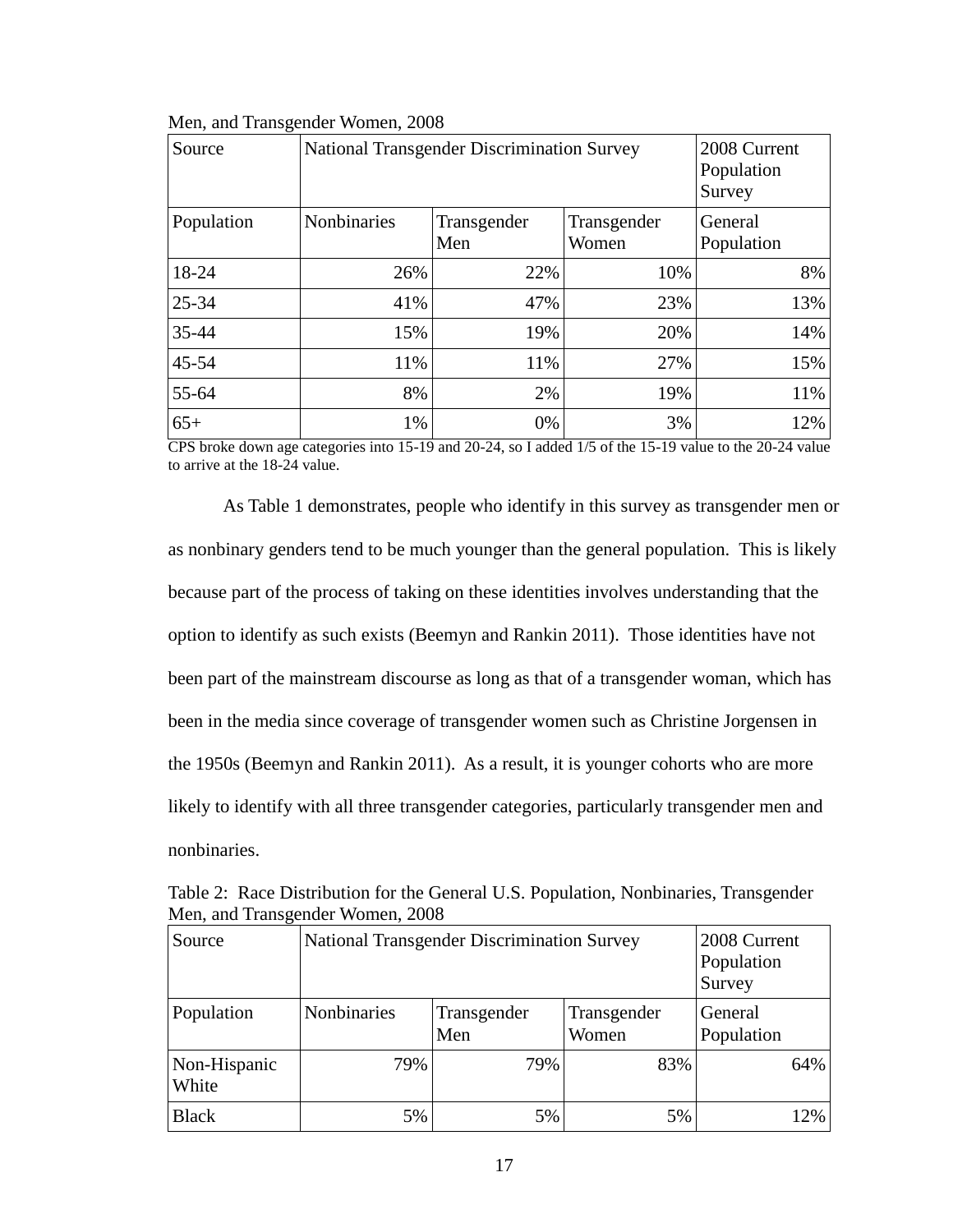Men, and Transgender Women, 2008

| Source | National Transgender Discrimination Survey | | | 2008 Current Population Survey |
|---|---|---|---|---|
| Population | Nonbinaries | Transgender Men | Transgender Women | General Population |
| 18-24 | 26% | 22% | 10% | 8% |
| 25-34 | 41% | 47% | 23% | 13% |
| 35-44 | 15% | 19% | 20% | 14% |
| 45-54 | 11% | 11% | 27% | 15% |
| 55-64 | 8% | 2% | 19% | 11% |
| 65+ | 1% | 0% | 3% | 12% |

CPS broke down age categories into 15-19 and 20-24, so I added 1/5 of the 15-19 value to the 20-24 value to arrive at the 18-24 value.

As Table 1 demonstrates, people who identify in this survey as transgender men or as nonbinary genders tend to be much younger than the general population. This is likely because part of the process of taking on these identities involves understanding that the option to identify as such exists (Beemyn and Rankin 2011). Those identities have not been part of the mainstream discourse as long as that of a transgender woman, which has been in the media since coverage of transgender women such as Christine Jorgensen in the 1950s (Beemyn and Rankin 2011). As a result, it is younger cohorts who are more likely to identify with all three transgender categories, particularly transgender men and nonbinaries.

Table 2: Race Distribution for the General U.S. Population, Nonbinaries, Transgender Men, and Transgender Women, 2008

| Source | National Transgender Discrimination Survey | | | 2008 Current Population Survey |
|---|---|---|---|---|
| Population | Nonbinaries | Transgender Men | Transgender Women | General Population |
| Non-Hispanic White | 79% | 79% | 83% | 64% |
| Black | 5% | 5% | 5% | 12% |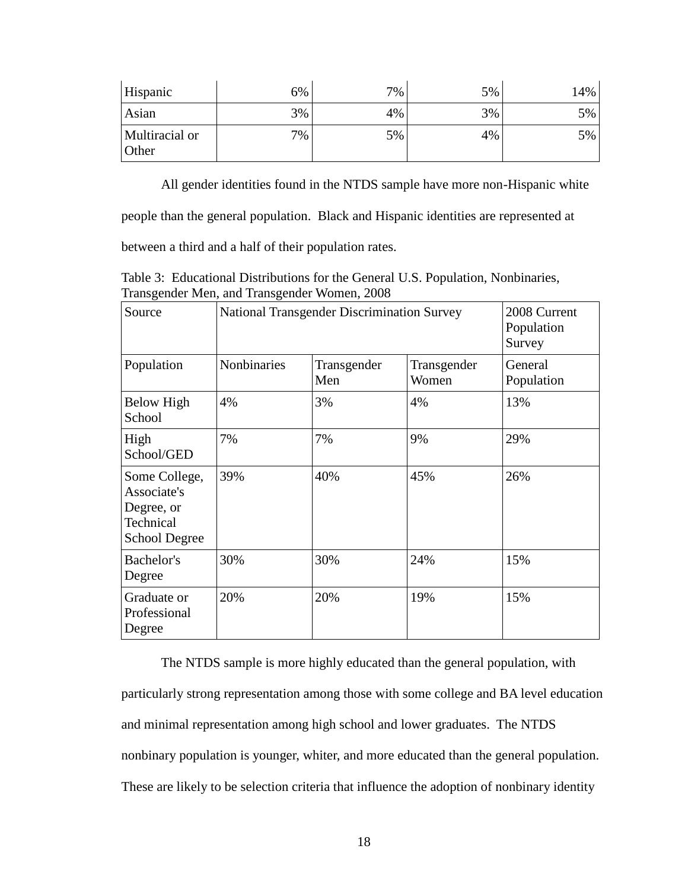| Hispanic | 6% | 7% | 5% | 14% |
|---|---|---|---|---|
| Asian | 3% | 4% | 3% | 5% |
| Multiracial or Other | 7% | 5% | 4% | 5% |

All gender identities found in the NTDS sample have more non-Hispanic white people than the general population. Black and Hispanic identities are represented at between a third and a half of their population rates.

Table 3: Educational Distributions for the General U.S. Population, Nonbinaries, Transgender Men, and Transgender Women, 2008

| Source | National Transgender Discrimination Survey | | | 2008 Current Population Survey |
|---|---|---|---|---|
| Population | Nonbinaries | Transgender Men | Transgender Women | General Population |
| Below High School | 4% | 3% | 4% | 13% |
| High School/GED | 7% | 7% | 9% | 29% |
| Some College, Associate's Degree, or Technical School Degree | 39% | 40% | 45% | 26% |
| Bachelor's Degree | 30% | 30% | 24% | 15% |
| Graduate or Professional Degree | 20% | 20% | 19% | 15% |

The NTDS sample is more highly educated than the general population, with particularly strong representation among those with some college and BA level education and minimal representation among high school and lower graduates. The NTDS nonbinary population is younger, whiter, and more educated than the general population. These are likely to be selection criteria that influence the adoption of nonbinary identity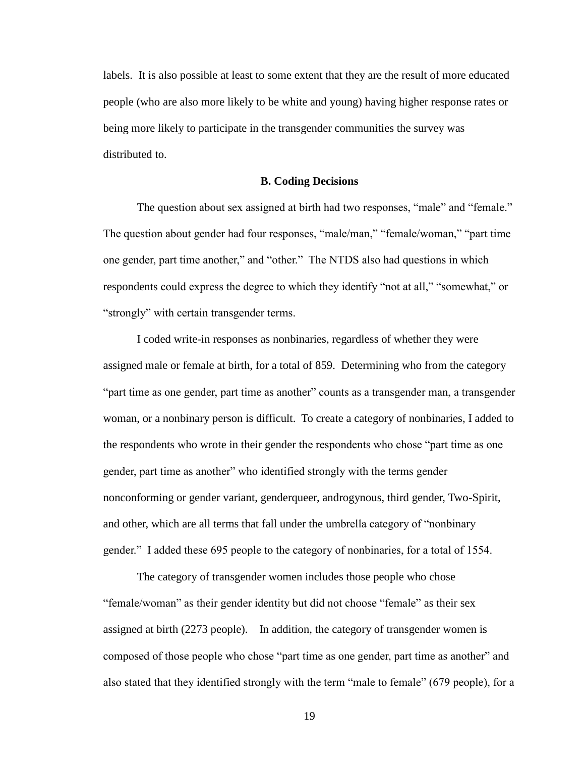labels. It is also possible at least to some extent that they are the result of more educated people (who are also more likely to be white and young) having higher response rates or being more likely to participate in the transgender communities the survey was distributed to.

### B. Coding Decisions

The question about sex assigned at birth had two responses, "male" and "female." The question about gender had four responses, "male/man," "female/woman," "part time one gender, part time another," and "other." The NTDS also had questions in which respondents could express the degree to which they identify "not at all," "somewhat," or "strongly" with certain transgender terms.

I coded write-in responses as nonbinaries, regardless of whether they were assigned male or female at birth, for a total of 859. Determining who from the category "part time as one gender, part time as another" counts as a transgender man, a transgender woman, or a nonbinary person is difficult. To create a category of nonbinaries, I added to the respondents who wrote in their gender the respondents who chose "part time as one gender, part time as another" who identified strongly with the terms gender nonconforming or gender variant, genderqueer, androgynous, third gender, Two-Spirit, and other, which are all terms that fall under the umbrella category of "nonbinary gender." I added these 695 people to the category of nonbinaries, for a total of 1554.

The category of transgender women includes those people who chose "female/woman" as their gender identity but did not choose "female" as their sex assigned at birth (2273 people). In addition, the category of transgender women is composed of those people who chose "part time as one gender, part time as another" and also stated that they identified strongly with the term "male to female" (679 people), for a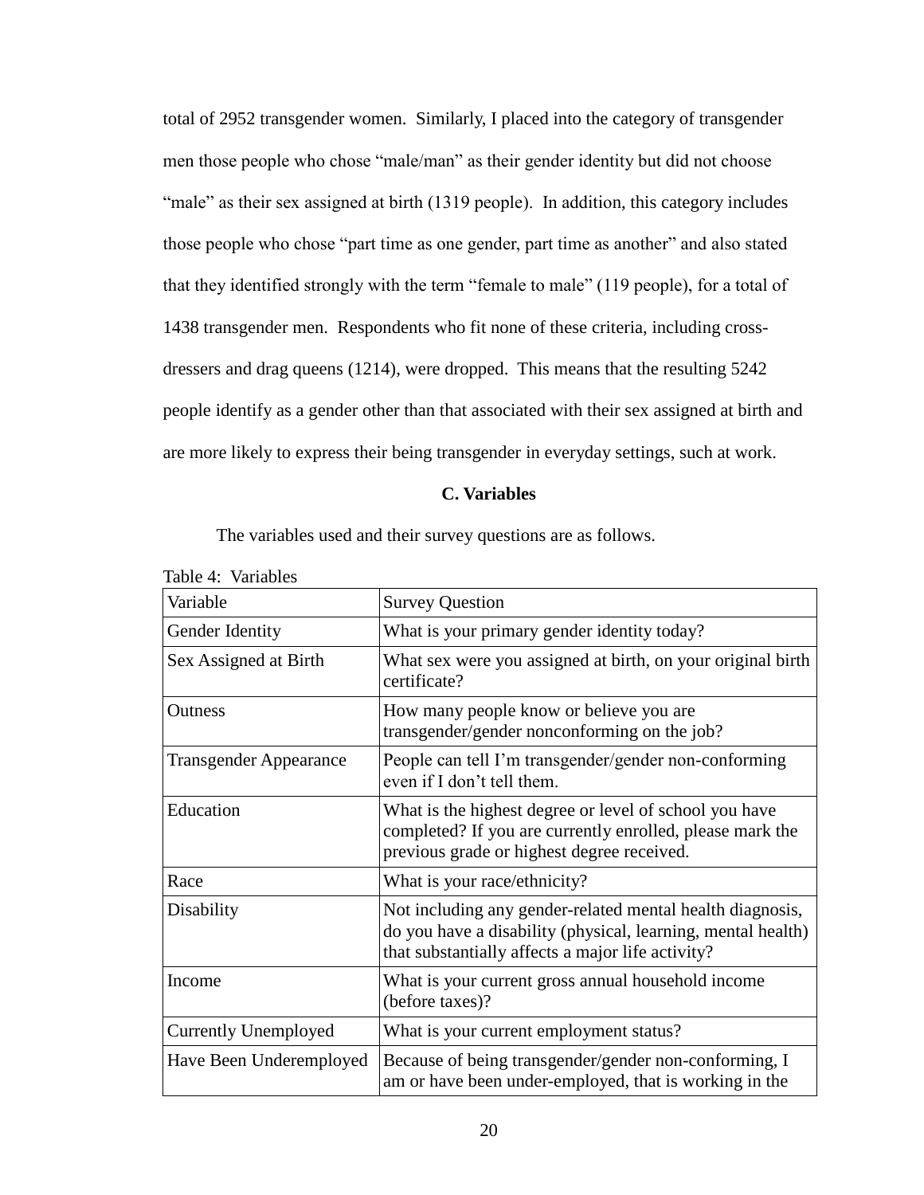total of 2952 transgender women. Similarly, I placed into the category of transgender men those people who chose "male/man" as their gender identity but did not choose "male" as their sex assigned at birth (1319 people). In addition, this category includes those people who chose "part time as one gender, part time as another" and also stated that they identified strongly with the term "female to male" (119 people), for a total of 1438 transgender men. Respondents who fit none of these criteria, including cross-dressers and drag queens (1214), were dropped. This means that the resulting 5242 people identify as a gender other than that associated with their sex assigned at birth and are more likely to express their being transgender in everyday settings, such at work.

### C. Variables

The variables used and their survey questions are as follows.

Table 4: Variables

| Variable | Survey Question |
|---|---|
| Gender Identity | What is your primary gender identity today? |
| Sex Assigned at Birth | What sex were you assigned at birth, on your original birth certificate? |
| Outness | How many people know or believe you are transgender/gender nonconforming on the job? |
| Transgender Appearance | People can tell I'm transgender/gender non-conforming even if I don't tell them. |
| Education | What is the highest degree or level of school you have completed? If you are currently enrolled, please mark the previous grade or highest degree received. |
| Race | What is your race/ethnicity? |
| Disability | Not including any gender-related mental health diagnosis, do you have a disability (physical, learning, mental health) that substantially affects a major life activity? |
| Income | What is your current gross annual household income (before taxes)? |
| Currently Unemployed | What is your current employment status? |
| Have Been Underemployed | Because of being transgender/gender non-conforming, I am or have been under-employed, that is working in the |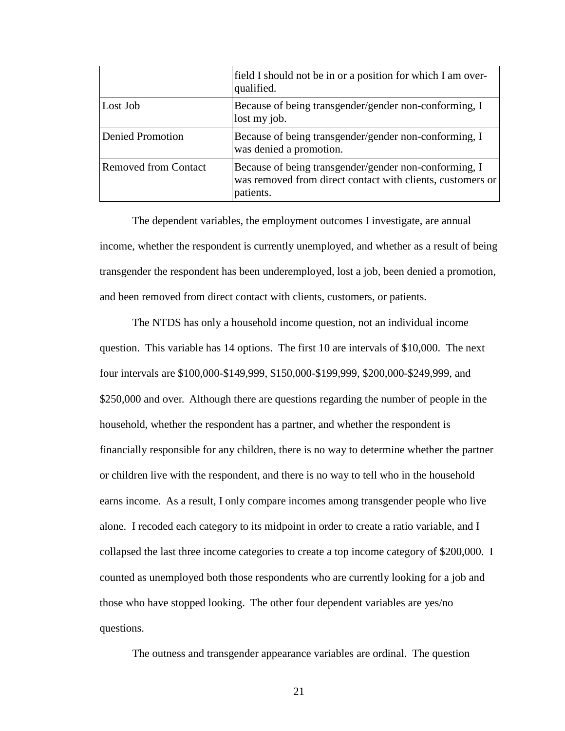| | |
|---|---|
| | field I should not be in or a position for which I am over-qualified. |
| Lost Job | Because of being transgender/gender non-conforming, I lost my job. |
| Denied Promotion | Because of being transgender/gender non-conforming, I was denied a promotion. |
| Removed from Contact | Because of being transgender/gender non-conforming, I was removed from direct contact with clients, customers or patients. |

The dependent variables, the employment outcomes I investigate, are annual income, whether the respondent is currently unemployed, and whether as a result of being transgender the respondent has been underemployed, lost a job, been denied a promotion, and been removed from direct contact with clients, customers, or patients.

The NTDS has only a household income question, not an individual income question. This variable has 14 options. The first 10 are intervals of $10,000. The next four intervals are $100,000-$149,999, $150,000-$199,999, $200,000-$249,999, and $250,000 and over. Although there are questions regarding the number of people in the household, whether the respondent has a partner, and whether the respondent is financially responsible for any children, there is no way to determine whether the partner or children live with the respondent, and there is no way to tell who in the household earns income. As a result, I only compare incomes among transgender people who live alone. I recoded each category to its midpoint in order to create a ratio variable, and I collapsed the last three income categories to create a top income category of $200,000. I counted as unemployed both those respondents who are currently looking for a job and those who have stopped looking. The other four dependent variables are yes/no questions.

The outness and transgender appearance variables are ordinal. The question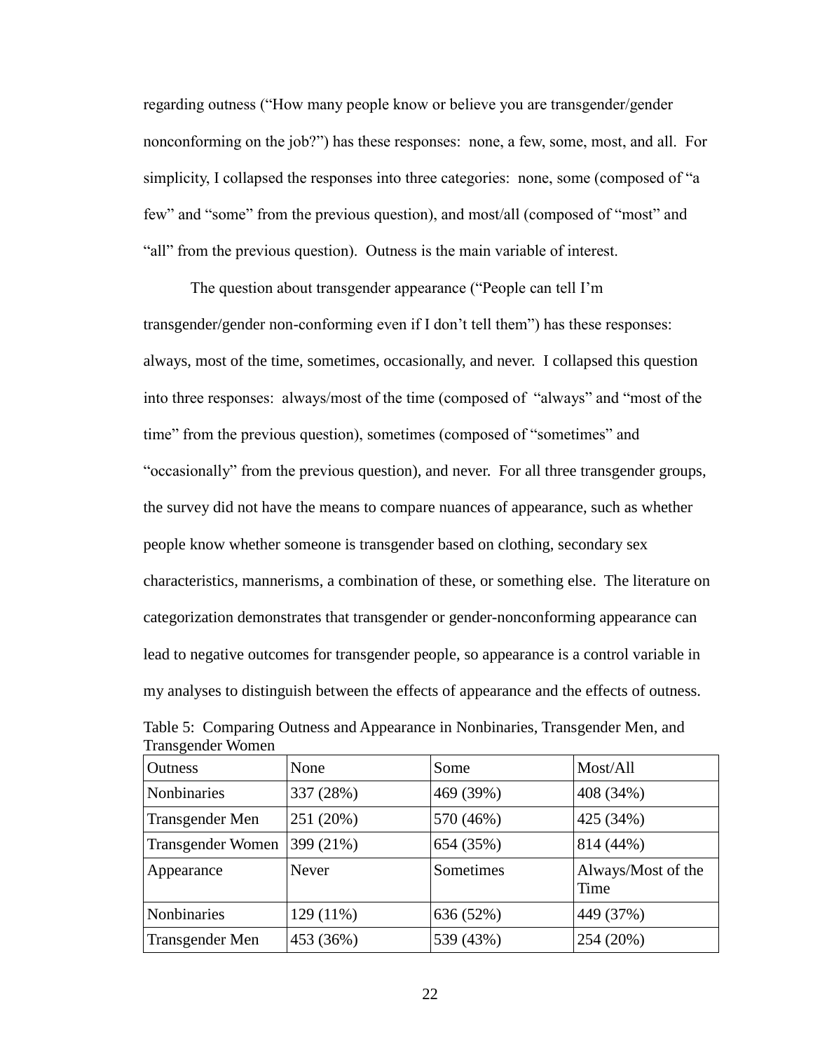regarding outness ("How many people know or believe you are transgender/gender nonconforming on the job?") has these responses: none, a few, some, most, and all. For simplicity, I collapsed the responses into three categories: none, some (composed of "a few" and "some" from the previous question), and most/all (composed of "most" and "all" from the previous question). Outness is the main variable of interest.

The question about transgender appearance ("People can tell I'm transgender/gender non-conforming even if I don't tell them") has these responses: always, most of the time, sometimes, occasionally, and never. I collapsed this question into three responses: always/most of the time (composed of "always" and "most of the time" from the previous question), sometimes (composed of "sometimes" and "occasionally" from the previous question), and never. For all three transgender groups, the survey did not have the means to compare nuances of appearance, such as whether people know whether someone is transgender based on clothing, secondary sex characteristics, mannerisms, a combination of these, or something else. The literature on categorization demonstrates that transgender or gender-nonconforming appearance can lead to negative outcomes for transgender people, so appearance is a control variable in my analyses to distinguish between the effects of appearance and the effects of outness.

Table 5: Comparing Outness and Appearance in Nonbinaries, Transgender Men, and Transgender Women

| Outness | None | Some | Most/All |
|---|---|---|---|
| Nonbinaries | 337 (28%) | 469 (39%) | 408 (34%) |
| Transgender Men | 251 (20%) | 570 (46%) | 425 (34%) |
| Transgender Women | 399 (21%) | 654 (35%) | 814 (44%) |
| Appearance | Never | Sometimes | Always/Most of the Time |
| Nonbinaries | 129 (11%) | 636 (52%) | 449 (37%) |
| Transgender Men | 453 (36%) | 539 (43%) | 254 (20%) |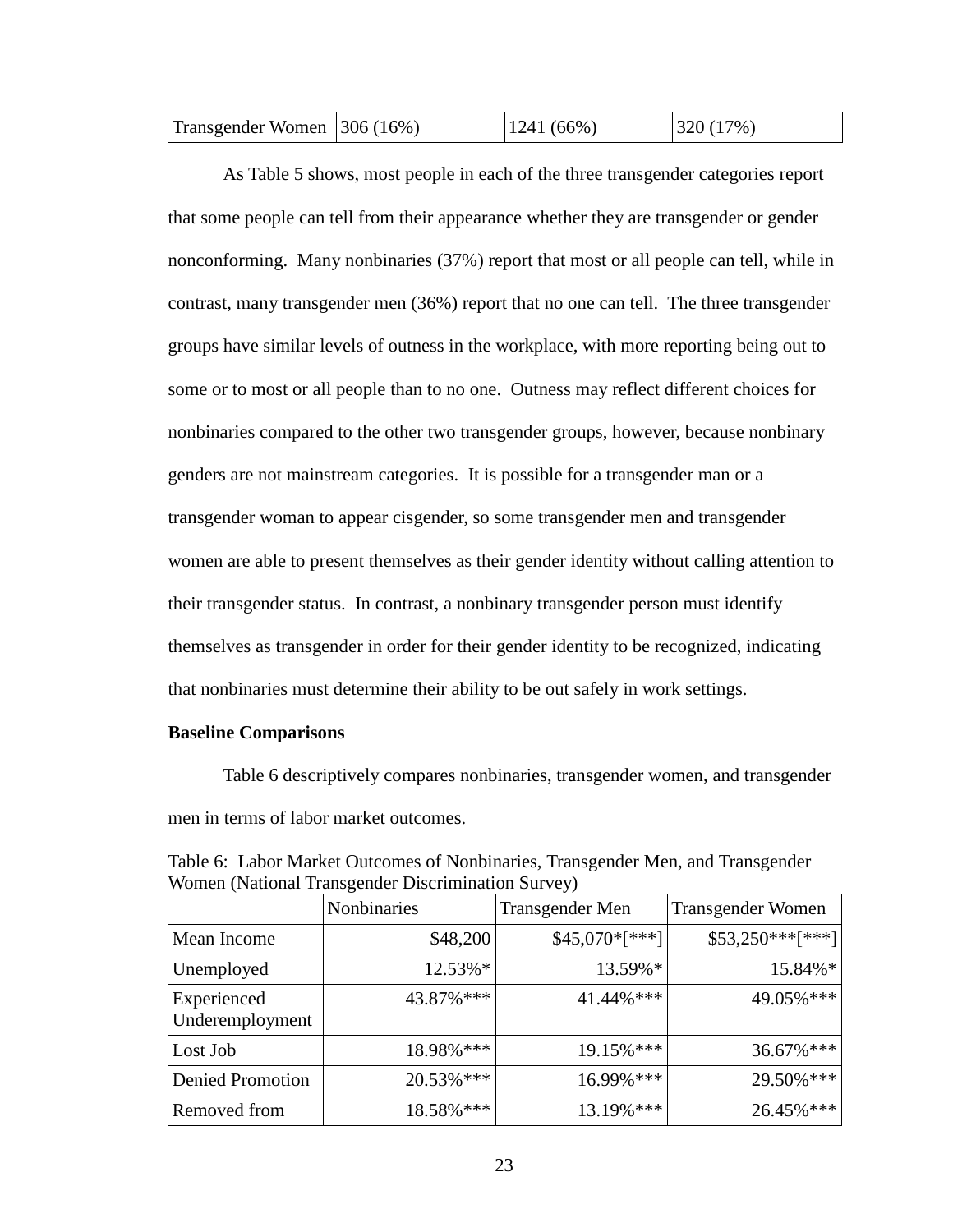| Transgender Women | 306 (16%) | 1241 (66%) | 320 (17%) |
|---|---|---|---|

As Table 5 shows, most people in each of the three transgender categories report that some people can tell from their appearance whether they are transgender or gender nonconforming. Many nonbinaries (37%) report that most or all people can tell, while in contrast, many transgender men (36%) report that no one can tell. The three transgender groups have similar levels of outness in the workplace, with more reporting being out to some or to most or all people than to no one. Outness may reflect different choices for nonbinaries compared to the other two transgender groups, however, because nonbinary genders are not mainstream categories. It is possible for a transgender man or a transgender woman to appear cisgender, so some transgender men and transgender women are able to present themselves as their gender identity without calling attention to their transgender status. In contrast, a nonbinary transgender person must identify themselves as transgender in order for their gender identity to be recognized, indicating that nonbinaries must determine their ability to be out safely in work settings.

**Baseline Comparisons**

Table 6 descriptively compares nonbinaries, transgender women, and transgender men in terms of labor market outcomes.

Table 6: Labor Market Outcomes of Nonbinaries, Transgender Men, and Transgender Women (National Transgender Discrimination Survey)

| | Nonbinaries | Transgender Men | Transgender Women |
|---|---|---|---|
| Mean Income | $48,200 | $45,070*[***] | $53,250***[***] |
| Unemployed | 12.53%* | 13.59%* | 15.84%* |
| Experienced Underemployment | 43.87%*** | 41.44%*** | 49.05%*** |
| Lost Job | 18.98%*** | 19.15%*** | 36.67%*** |
| Denied Promotion | 20.53%*** | 16.99%*** | 29.50%*** |
| Removed from | 18.58%*** | 13.19%*** | 26.45%*** |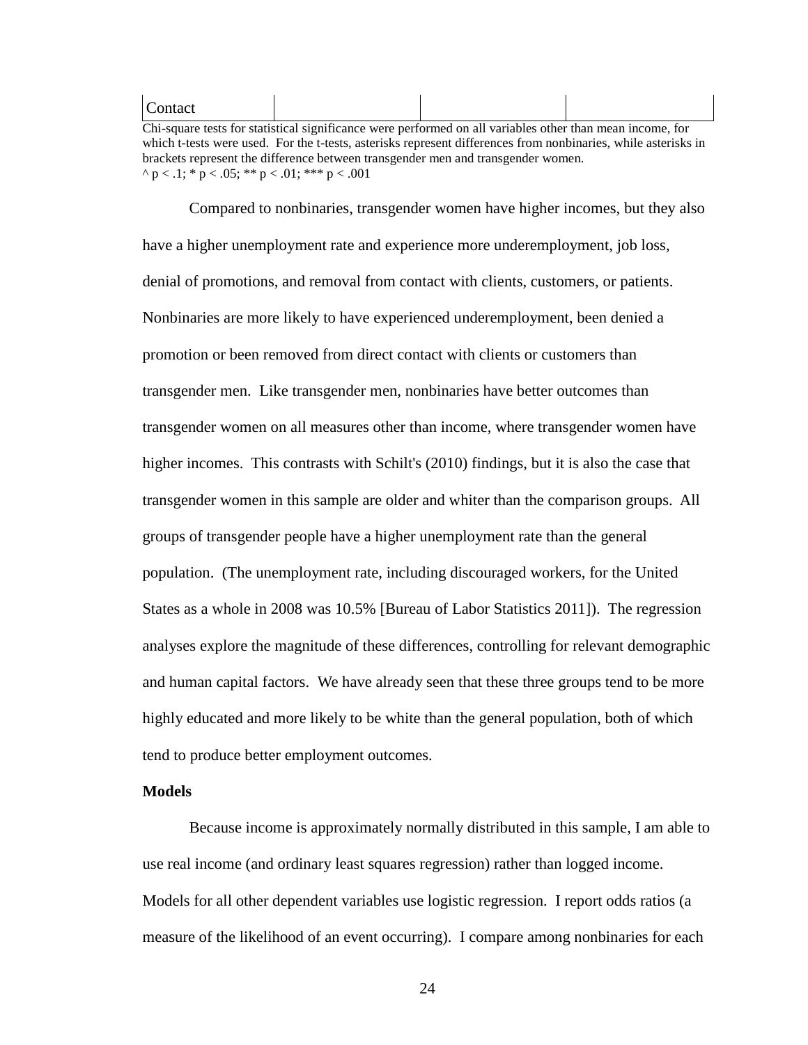| Contact | | | |
|---|---|---|---|

Chi-square tests for statistical significance were performed on all variables other than mean income, for which t-tests were used. For the t-tests, asterisks represent differences from nonbinaries, while asterisks in brackets represent the difference between transgender men and transgender women.
^ $p < .1$; * $p < .05$; ** $p < .01$; *** $p < .001$

Compared to nonbinaries, transgender women have higher incomes, but they also have a higher unemployment rate and experience more underemployment, job loss, denial of promotions, and removal from contact with clients, customers, or patients. Nonbinaries are more likely to have experienced underemployment, been denied a promotion or been removed from direct contact with clients or customers than transgender men. Like transgender men, nonbinaries have better outcomes than transgender women on all measures other than income, where transgender women have higher incomes. This contrasts with Schilt's (2010) findings, but it is also the case that transgender women in this sample are older and whiter than the comparison groups. All groups of transgender people have a higher unemployment rate than the general population. (The unemployment rate, including discouraged workers, for the United States as a whole in 2008 was 10.5% [Bureau of Labor Statistics 2011]). The regression analyses explore the magnitude of these differences, controlling for relevant demographic and human capital factors. We have already seen that these three groups tend to be more highly educated and more likely to be white than the general population, both of which tend to produce better employment outcomes.

**Models**

Because income is approximately normally distributed in this sample, I am able to use real income (and ordinary least squares regression) rather than logged income. Models for all other dependent variables use logistic regression. I report odds ratios (a measure of the likelihood of an event occurring). I compare among nonbinaries for each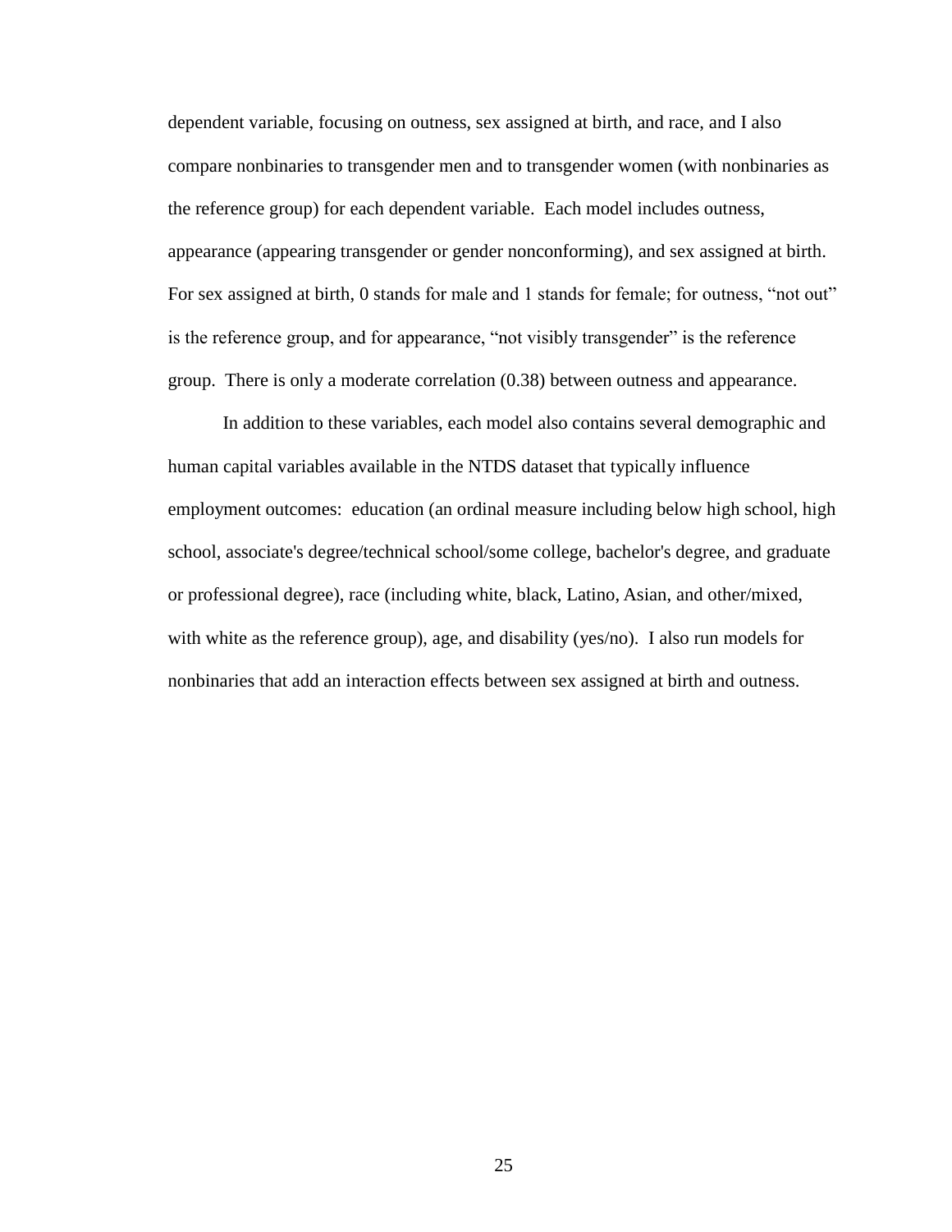dependent variable, focusing on outness, sex assigned at birth, and race, and I also compare nonbinaries to transgender men and to transgender women (with nonbinaries as the reference group) for each dependent variable. Each model includes outness, appearance (appearing transgender or gender nonconforming), and sex assigned at birth. For sex assigned at birth, 0 stands for male and 1 stands for female; for outness, "not out" is the reference group, and for appearance, "not visibly transgender" is the reference group. There is only a moderate correlation (0.38) between outness and appearance.

In addition to these variables, each model also contains several demographic and human capital variables available in the NTDS dataset that typically influence employment outcomes: education (an ordinal measure including below high school, high school, associate's degree/technical school/some college, bachelor's degree, and graduate or professional degree), race (including white, black, Latino, Asian, and other/mixed, with white as the reference group), age, and disability (yes/no). I also run models for nonbinaries that add an interaction effects between sex assigned at birth and outness.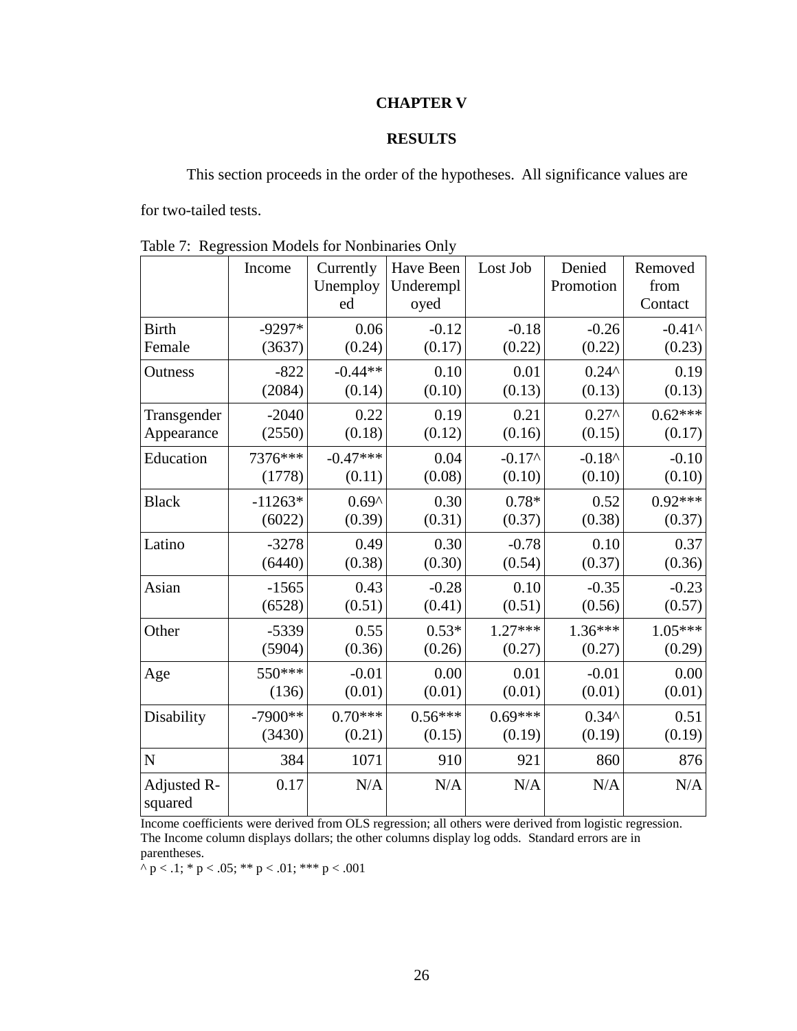# CHAPTER V

## RESULTS

This section proceeds in the order of the hypotheses. All significance values are for two-tailed tests.

Table 7: Regression Models for Nonbinaries Only

| | Income | Currently Unemployed | Have Been Underemployed | Lost Job | Denied Promotion | Removed from Contact |
|---|---|---|---|---|---|---|
| Birth Female | -9297* (3637) | 0.06 (0.24) | -0.12 (0.17) | -0.18 (0.22) | -0.26 (0.22) | -0.41^ (0.23) |
| Outness | -822 (2084) | -0.44** (0.14) | 0.10 (0.10) | 0.01 (0.13) | 0.24^ (0.13) | 0.19 (0.13) |
| Transgender Appearance | -2040 (2550) | 0.22 (0.18) | 0.19 (0.12) | 0.21 (0.16) | 0.27^ (0.15) | 0.62*** (0.17) |
| Education | 7376*** (1778) | -0.47*** (0.11) | 0.04 (0.08) | -0.17^ (0.10) | -0.18^ (0.10) | -0.10 (0.10) |
| Black | -11263* (6022) | 0.69^ (0.39) | 0.30 (0.31) | 0.78* (0.37) | 0.52 (0.38) | 0.92*** (0.37) |
| Latino | -3278 (6440) | 0.49 (0.38) | 0.30 (0.30) | -0.78 (0.54) | 0.10 (0.37) | 0.37 (0.36) |
| Asian | -1565 (6528) | 0.43 (0.51) | -0.28 (0.41) | 0.10 (0.51) | -0.35 (0.56) | -0.23 (0.57) |
| Other | -5339 (5904) | 0.55 (0.36) | 0.53* (0.26) | 1.27*** (0.27) | 1.36*** (0.27) | 1.05*** (0.29) |
| Age | 550*** (136) | -0.01 (0.01) | 0.00 (0.01) | 0.01 (0.01) | -0.01 (0.01) | 0.00 (0.01) |
| Disability | -7900** (3430) | 0.70*** (0.21) | 0.56*** (0.15) | 0.69*** (0.19) | 0.34^ (0.19) | 0.51 (0.19) |
| N | 384 | 1071 | 910 | 921 | 860 | 876 |
| Adjusted R-squared | 0.17 | N/A | N/A | N/A | N/A | N/A |

Income coefficients were derived from OLS regression; all others were derived from logistic regression. The Income column displays dollars; the other columns display log odds. Standard errors are in parentheses.

^ $p < .1$; * $p < .05$; ** $p < .01$; *** $p < .001$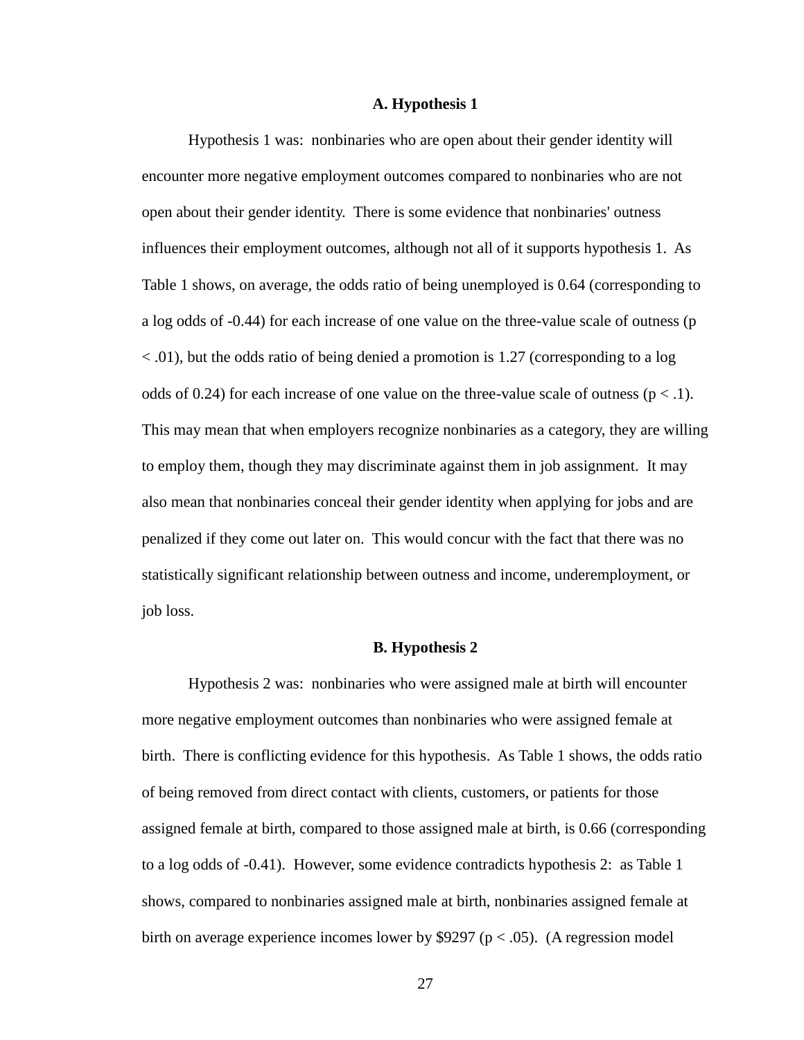### A. Hypothesis 1

Hypothesis 1 was: nonbinaries who are open about their gender identity will encounter more negative employment outcomes compared to nonbinaries who are not open about their gender identity. There is some evidence that nonbinaries' outness influences their employment outcomes, although not all of it supports hypothesis 1. As Table 1 shows, on average, the odds ratio of being unemployed is 0.64 (corresponding to a log odds of -0.44) for each increase of one value on the three-value scale of outness ($p < .01$), but the odds ratio of being denied a promotion is 1.27 (corresponding to a log odds of 0.24) for each increase of one value on the three-value scale of outness ($p < .1$). This may mean that when employers recognize nonbinaries as a category, they are willing to employ them, though they may discriminate against them in job assignment. It may also mean that nonbinaries conceal their gender identity when applying for jobs and are penalized if they come out later on. This would concur with the fact that there was no statistically significant relationship between outness and income, underemployment, or job loss.

### B. Hypothesis 2

Hypothesis 2 was: nonbinaries who were assigned male at birth will encounter more negative employment outcomes than nonbinaries who were assigned female at birth. There is conflicting evidence for this hypothesis. As Table 1 shows, the odds ratio of being removed from direct contact with clients, customers, or patients for those assigned female at birth, compared to those assigned male at birth, is 0.66 (corresponding to a log odds of -0.41). However, some evidence contradicts hypothesis 2: as Table 1 shows, compared to nonbinaries assigned male at birth, nonbinaries assigned female at birth on average experience incomes lower by $9297 ($p < .05$). (A regression model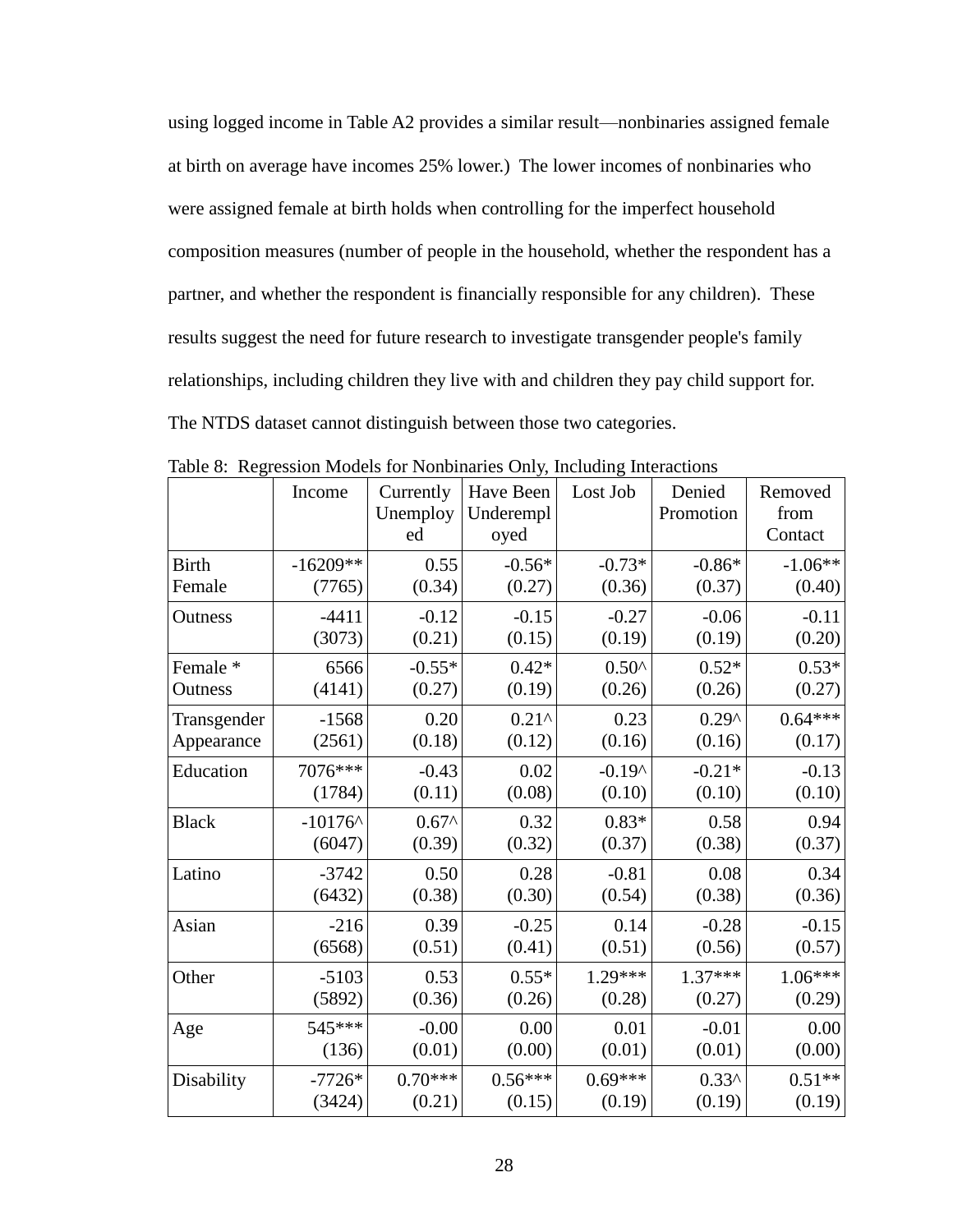using logged income in Table A2 provides a similar result—nonbinaries assigned female at birth on average have incomes 25% lower.) The lower incomes of nonbinaries who were assigned female at birth holds when controlling for the imperfect household composition measures (number of people in the household, whether the respondent has a partner, and whether the respondent is financially responsible for any children). These results suggest the need for future research to investigate transgender people's family relationships, including children they live with and children they pay child support for. The NTDS dataset cannot distinguish between those two categories.

Table 8: Regression Models for Nonbinaries Only, Including Interactions

| | Income | Currently Unemployed | Have Been Underemployed | Lost Job | Denied Promotion | Removed from Contact |
|---|---|---|---|---|---|---|
| Birth Female | -16209** (7765) | 0.55 (0.34) | -0.56* (0.27) | -0.73* (0.36) | -0.86* (0.37) | -1.06** (0.40) |
| Outness | -4411 (3073) | -0.12 (0.21) | -0.15 (0.15) | -0.27 (0.19) | -0.06 (0.19) | -0.11 (0.20) |
| Female * Outness | 6566 (4141) | -0.55* (0.27) | 0.42* (0.19) | 0.50^ (0.26) | 0.52* (0.26) | 0.53* (0.27) |
| Transgender Appearance | -1568 (2561) | 0.20 (0.18) | 0.21^ (0.12) | 0.23 (0.16) | 0.29^ (0.16) | 0.64*** (0.17) |
| Education | 7076*** (1784) | -0.43 (0.11) | 0.02 (0.08) | -0.19^ (0.10) | -0.21* (0.10) | -0.13 (0.10) |
| Black | -10176^ (6047) | 0.67^ (0.39) | 0.32 (0.32) | 0.83* (0.37) | 0.58 (0.38) | 0.94 (0.37) |
| Latino | -3742 (6432) | 0.50 (0.38) | 0.28 (0.30) | -0.81 (0.54) | 0.08 (0.38) | 0.34 (0.36) |
| Asian | -216 (6568) | 0.39 (0.51) | -0.25 (0.41) | 0.14 (0.51) | -0.28 (0.56) | -0.15 (0.57) |
| Other | -5103 (5892) | 0.53 (0.36) | 0.55* (0.26) | 1.29*** (0.28) | 1.37*** (0.27) | 1.06*** (0.29) |
| Age | 545*** (136) | -0.00 (0.01) | 0.00 (0.00) | 0.01 (0.01) | -0.01 (0.01) | 0.00 (0.00) |
| Disability | -7726* (3424) | 0.70*** (0.21) | 0.56*** (0.15) | 0.69*** (0.19) | 0.33^ (0.19) | 0.51** (0.19) |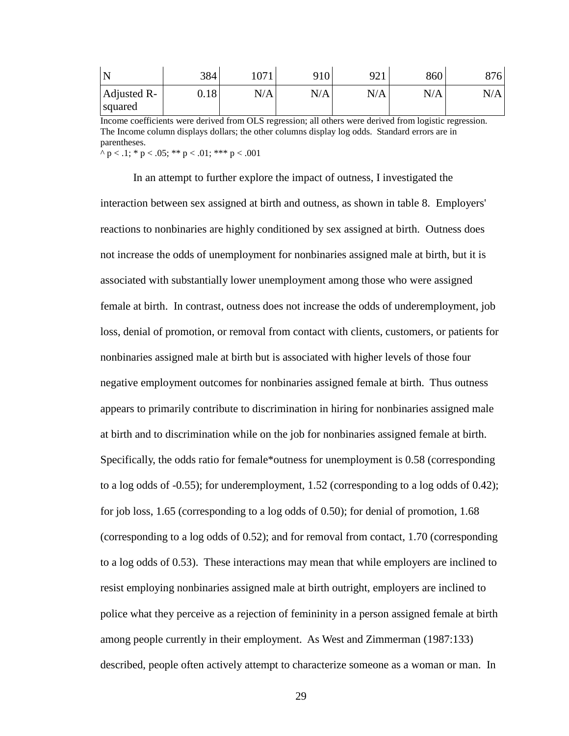| N | 384 | 1071 | 910 | 921 | 860 | 876 |
|---|---|---|---|---|---|---|
| Adjusted R-squared | 0.18 | N/A | N/A | N/A | N/A | N/A |

Income coefficients were derived from OLS regression; all others were derived from logistic regression. The Income column displays dollars; the other columns display log odds. Standard errors are in parentheses.

^ p < .1; * p < .05; ** p < .01; *** p < .001

In an attempt to further explore the impact of outness, I investigated the interaction between sex assigned at birth and outness, as shown in table 8. Employers' reactions to nonbinaries are highly conditioned by sex assigned at birth. Outness does not increase the odds of unemployment for nonbinaries assigned male at birth, but it is associated with substantially lower unemployment among those who were assigned female at birth. In contrast, outness does not increase the odds of underemployment, job loss, denial of promotion, or removal from contact with clients, customers, or patients for nonbinaries assigned male at birth but is associated with higher levels of those four negative employment outcomes for nonbinaries assigned female at birth. Thus outness appears to primarily contribute to discrimination in hiring for nonbinaries assigned male at birth and to discrimination while on the job for nonbinaries assigned female at birth. Specifically, the odds ratio for female*outness for unemployment is 0.58 (corresponding to a log odds of -0.55); for underemployment, 1.52 (corresponding to a log odds of 0.42); for job loss, 1.65 (corresponding to a log odds of 0.50); for denial of promotion, 1.68 (corresponding to a log odds of 0.52); and for removal from contact, 1.70 (corresponding to a log odds of 0.53). These interactions may mean that while employers are inclined to resist employing nonbinaries assigned male at birth outright, employers are inclined to police what they perceive as a rejection of femininity in a person assigned female at birth among people currently in their employment. As West and Zimmerman (1987:133) described, people often actively attempt to characterize someone as a woman or man. In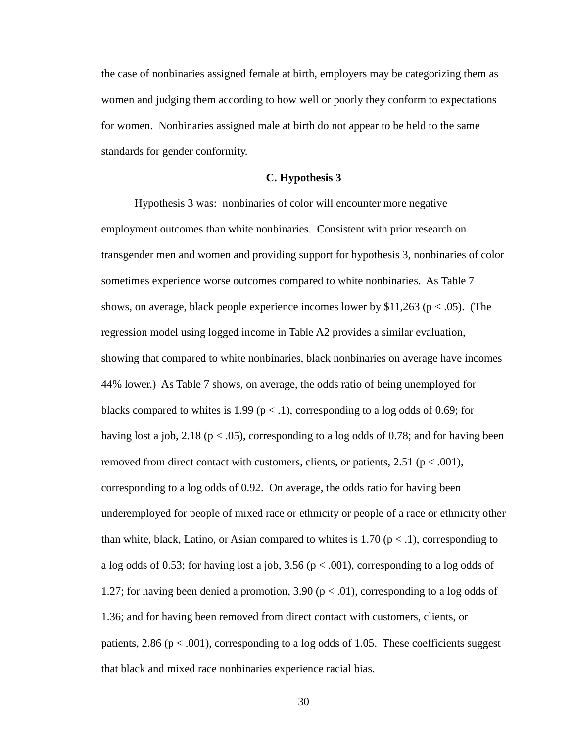the case of nonbinaries assigned female at birth, employers may be categorizing them as women and judging them according to how well or poorly they conform to expectations for women. Nonbinaries assigned male at birth do not appear to be held to the same standards for gender conformity.

### C. Hypothesis 3

Hypothesis 3 was: nonbinaries of color will encounter more negative employment outcomes than white nonbinaries. Consistent with prior research on transgender men and women and providing support for hypothesis 3, nonbinaries of color sometimes experience worse outcomes compared to white nonbinaries. As Table 7 shows, on average, black people experience incomes lower by \$11,263 ($p < .05$). (The regression model using logged income in Table A2 provides a similar evaluation, showing that compared to white nonbinaries, black nonbinaries on average have incomes 44% lower.) As Table 7 shows, on average, the odds ratio of being unemployed for blacks compared to whites is 1.99 ($p < .1$), corresponding to a log odds of 0.69; for having lost a job, 2.18 ($p < .05$), corresponding to a log odds of 0.78; and for having been removed from direct contact with customers, clients, or patients, 2.51 ($p < .001$), corresponding to a log odds of 0.92. On average, the odds ratio for having been underemployed for people of mixed race or ethnicity or people of a race or ethnicity other than white, black, Latino, or Asian compared to whites is 1.70 ($p < .1$), corresponding to a log odds of 0.53; for having lost a job, 3.56 ($p < .001$), corresponding to a log odds of 1.27; for having been denied a promotion, 3.90 ($p < .01$), corresponding to a log odds of 1.36; and for having been removed from direct contact with customers, clients, or patients, 2.86 ($p < .001$), corresponding to a log odds of 1.05. These coefficients suggest that black and mixed race nonbinaries experience racial bias.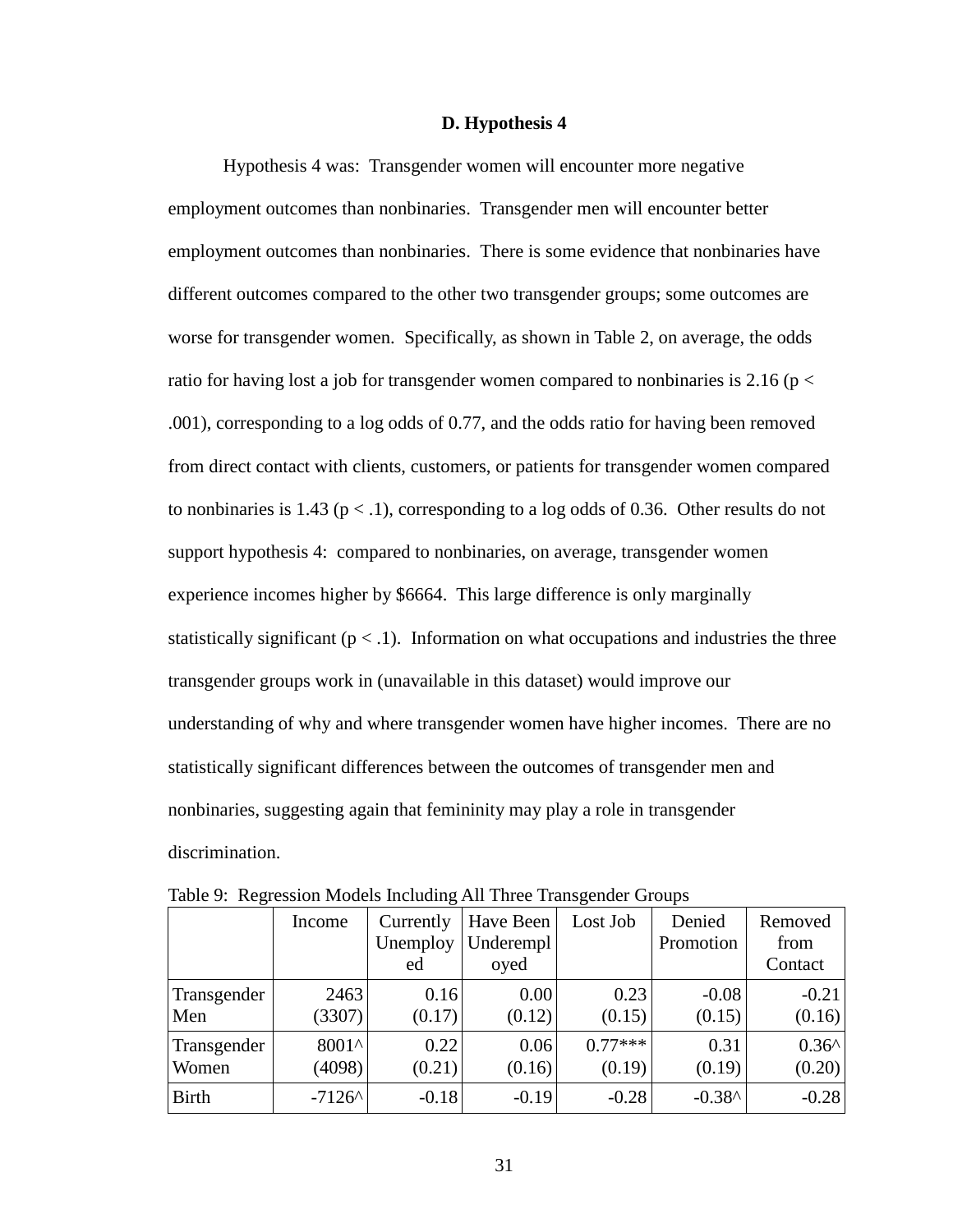### D. Hypothesis 4

Hypothesis 4 was: Transgender women will encounter more negative employment outcomes than nonbinaries. Transgender men will encounter better employment outcomes than nonbinaries. There is some evidence that nonbinaries have different outcomes compared to the other two transgender groups; some outcomes are worse for transgender women. Specifically, as shown in Table 2, on average, the odds ratio for having lost a job for transgender women compared to nonbinaries is 2.16 ($p < .001$), corresponding to a log odds of 0.77, and the odds ratio for having been removed from direct contact with clients, customers, or patients for transgender women compared to nonbinaries is 1.43 ($p < .1$), corresponding to a log odds of 0.36. Other results do not support hypothesis 4: compared to nonbinaries, on average, transgender women experience incomes higher by $6664. This large difference is only marginally statistically significant ($p < .1$). Information on what occupations and industries the three transgender groups work in (unavailable in this dataset) would improve our understanding of why and where transgender women have higher incomes. There are no statistically significant differences between the outcomes of transgender men and nonbinaries, suggesting again that femininity may play a role in transgender discrimination.

Table 9: Regression Models Including All Three Transgender Groups

| | Income | Currently Unemployed | Have Been Underemployed | Lost Job | Denied Promotion | Removed from Contact |
|---|---|---|---|---|---|---|
| Transgender Men | 2463<br>(3307) | 0.16<br>(0.17) | 0.00<br>(0.12) | 0.23<br>(0.15) | -0.08<br>(0.15) | -0.21<br>(0.16) |
| Transgender Women | 8001^<br>(4098) | 0.22<br>(0.21) | 0.06<br>(0.16) | 0.77***<br>(0.19) | 0.31<br>(0.19) | 0.36^<br>(0.20) |
| Birth | -7126^ | -0.18 | -0.19 | -0.28 | -0.38^ | -0.28 |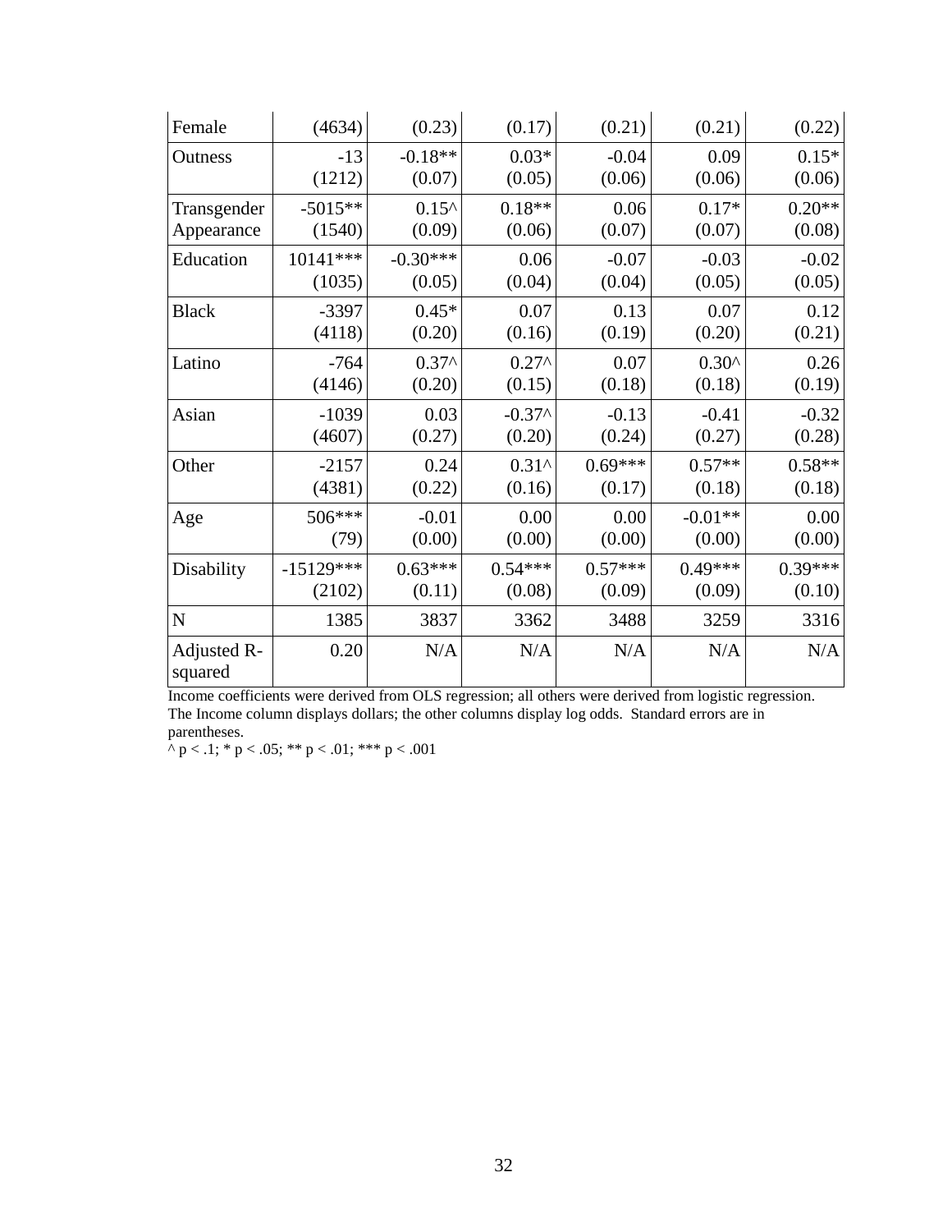| Female | (4634) | (0.23) | (0.17) | (0.21) | (0.21) | (0.22) |
|---|---|---|---|---|---|---|
| Outness | -13<br>(1212) | -0.18**<br>(0.07) | 0.03*<br>(0.05) | -0.04<br>(0.06) | 0.09<br>(0.06) | 0.15*<br>(0.06) |
| Transgender Appearance | -5015**<br>(1540) | 0.15^<br>(0.09) | 0.18**<br>(0.06) | 0.06<br>(0.07) | 0.17*<br>(0.07) | 0.20**<br>(0.08) |
| Education | 10141***<br>(1035) | -0.30***<br>(0.05) | 0.06<br>(0.04) | -0.07<br>(0.04) | -0.03<br>(0.05) | -0.02<br>(0.05) |
| Black | -3397<br>(4118) | 0.45*<br>(0.20) | 0.07<br>(0.16) | 0.13<br>(0.19) | 0.07<br>(0.20) | 0.12<br>(0.21) |
| Latino | -764<br>(4146) | 0.37^<br>(0.20) | 0.27^<br>(0.15) | 0.07<br>(0.18) | 0.30^<br>(0.18) | 0.26<br>(0.19) |
| Asian | -1039<br>(4607) | 0.03<br>(0.27) | -0.37^<br>(0.20) | -0.13<br>(0.24) | -0.41<br>(0.27) | -0.32<br>(0.28) |
| Other | -2157<br>(4381) | 0.24<br>(0.22) | 0.31^<br>(0.16) | 0.69***<br>(0.17) | 0.57**<br>(0.18) | 0.58**<br>(0.18) |
| Age | 506***<br>(79) | -0.01<br>(0.00) | 0.00<br>(0.00) | 0.00<br>(0.00) | -0.01**<br>(0.00) | 0.00<br>(0.00) |
| Disability | -15129***<br>(2102) | 0.63***<br>(0.11) | 0.54***<br>(0.08) | 0.57***<br>(0.09) | 0.49***<br>(0.09) | 0.39***<br>(0.10) |
| N | 1385 | 3837 | 3362 | 3488 | 3259 | 3316 |
| Adjusted R-squared | 0.20 | N/A | N/A | N/A | N/A | N/A |

Income coefficients were derived from OLS regression; all others were derived from logistic regression. The Income column displays dollars; the other columns display log odds. Standard errors are in parentheses.

^ $p < .1$; * $p < .05$; ** $p < .01$; *** $p < .001$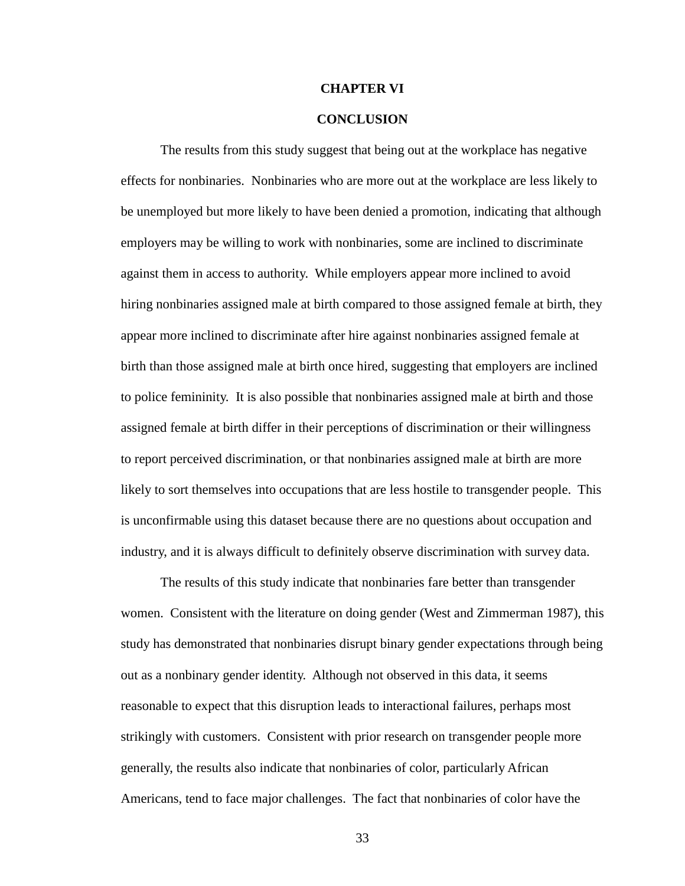# CHAPTER VI

# CONCLUSION

The results from this study suggest that being out at the workplace has negative effects for nonbinaries. Nonbinaries who are more out at the workplace are less likely to be unemployed but more likely to have been denied a promotion, indicating that although employers may be willing to work with nonbinaries, some are inclined to discriminate against them in access to authority. While employers appear more inclined to avoid hiring nonbinaries assigned male at birth compared to those assigned female at birth, they appear more inclined to discriminate after hire against nonbinaries assigned female at birth than those assigned male at birth once hired, suggesting that employers are inclined to police femininity. It is also possible that nonbinaries assigned male at birth and those assigned female at birth differ in their perceptions of discrimination or their willingness to report perceived discrimination, or that nonbinaries assigned male at birth are more likely to sort themselves into occupations that are less hostile to transgender people. This is unconfirmable using this dataset because there are no questions about occupation and industry, and it is always difficult to definitely observe discrimination with survey data.

The results of this study indicate that nonbinaries fare better than transgender women. Consistent with the literature on doing gender (West and Zimmerman 1987), this study has demonstrated that nonbinaries disrupt binary gender expectations through being out as a nonbinary gender identity. Although not observed in this data, it seems reasonable to expect that this disruption leads to interactional failures, perhaps most strikingly with customers. Consistent with prior research on transgender people more generally, the results also indicate that nonbinaries of color, particularly African Americans, tend to face major challenges. The fact that nonbinaries of color have the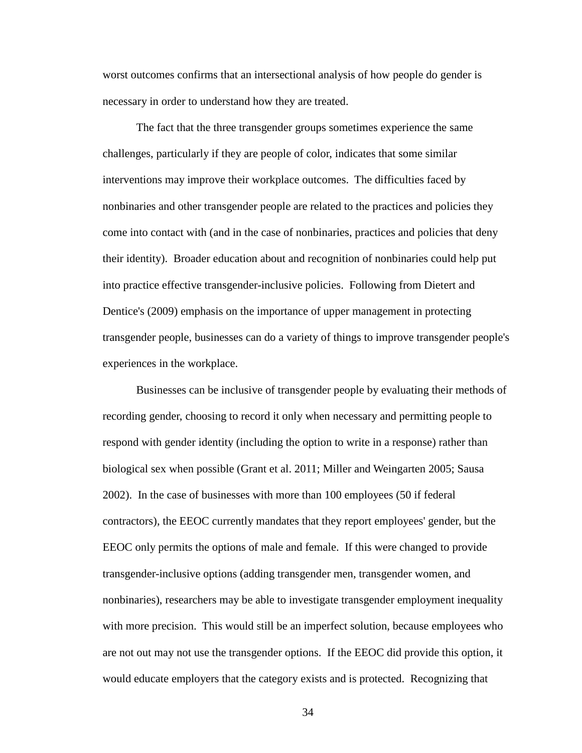worst outcomes confirms that an intersectional analysis of how people do gender is necessary in order to understand how they are treated.

The fact that the three transgender groups sometimes experience the same challenges, particularly if they are people of color, indicates that some similar interventions may improve their workplace outcomes. The difficulties faced by nonbinaries and other transgender people are related to the practices and policies they come into contact with (and in the case of nonbinaries, practices and policies that deny their identity). Broader education about and recognition of nonbinaries could help put into practice effective transgender-inclusive policies. Following from Dietert and Dentice's (2009) emphasis on the importance of upper management in protecting transgender people, businesses can do a variety of things to improve transgender people's experiences in the workplace.

Businesses can be inclusive of transgender people by evaluating their methods of recording gender, choosing to record it only when necessary and permitting people to respond with gender identity (including the option to write in a response) rather than biological sex when possible (Grant et al. 2011; Miller and Weingarten 2005; Sausa 2002). In the case of businesses with more than 100 employees (50 if federal contractors), the EEOC currently mandates that they report employees' gender, but the EEOC only permits the options of male and female. If this were changed to provide transgender-inclusive options (adding transgender men, transgender women, and nonbinaries), researchers may be able to investigate transgender employment inequality with more precision. This would still be an imperfect solution, because employees who are not out may not use the transgender options. If the EEOC did provide this option, it would educate employers that the category exists and is protected. Recognizing that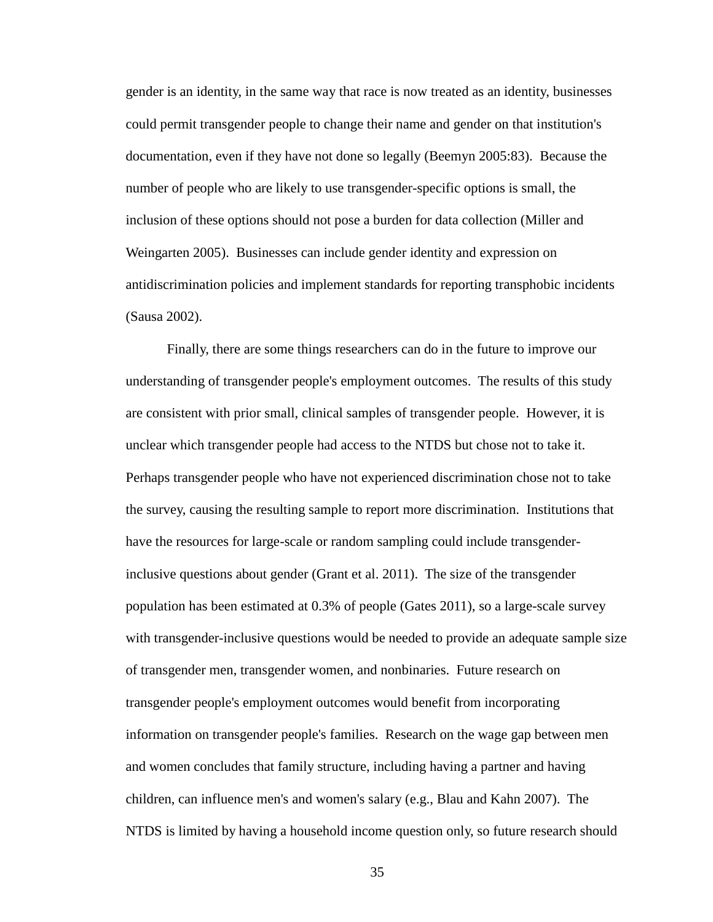gender is an identity, in the same way that race is now treated as an identity, businesses could permit transgender people to change their name and gender on that institution's documentation, even if they have not done so legally (Beemyn 2005:83). Because the number of people who are likely to use transgender-specific options is small, the inclusion of these options should not pose a burden for data collection (Miller and Weingarten 2005). Businesses can include gender identity and expression on antidiscrimination policies and implement standards for reporting transphobic incidents (Sausa 2002).

Finally, there are some things researchers can do in the future to improve our understanding of transgender people's employment outcomes. The results of this study are consistent with prior small, clinical samples of transgender people. However, it is unclear which transgender people had access to the NTDS but chose not to take it. Perhaps transgender people who have not experienced discrimination chose not to take the survey, causing the resulting sample to report more discrimination. Institutions that have the resources for large-scale or random sampling could include transgender-inclusive questions about gender (Grant et al. 2011). The size of the transgender population has been estimated at 0.3% of people (Gates 2011), so a large-scale survey with transgender-inclusive questions would be needed to provide an adequate sample size of transgender men, transgender women, and nonbinaries. Future research on transgender people's employment outcomes would benefit from incorporating information on transgender people's families. Research on the wage gap between men and women concludes that family structure, including having a partner and having children, can influence men's and women's salary (e.g., Blau and Kahn 2007). The NTDS is limited by having a household income question only, so future research should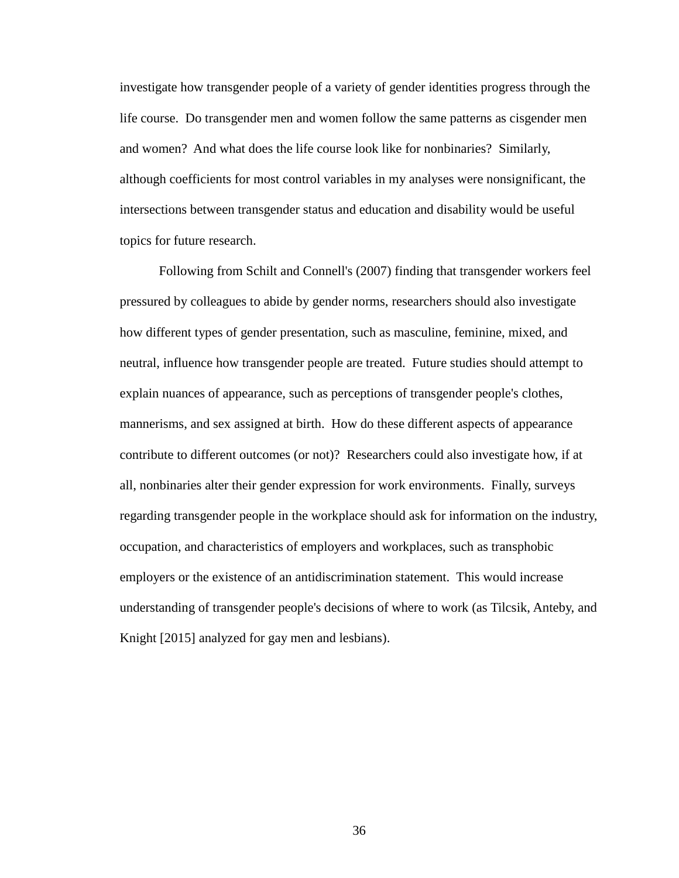investigate how transgender people of a variety of gender identities progress through the life course. Do transgender men and women follow the same patterns as cisgender men and women? And what does the life course look like for nonbinaries? Similarly, although coefficients for most control variables in my analyses were nonsignificant, the intersections between transgender status and education and disability would be useful topics for future research.

Following from Schilt and Connell's (2007) finding that transgender workers feel pressured by colleagues to abide by gender norms, researchers should also investigate how different types of gender presentation, such as masculine, feminine, mixed, and neutral, influence how transgender people are treated. Future studies should attempt to explain nuances of appearance, such as perceptions of transgender people's clothes, mannerisms, and sex assigned at birth. How do these different aspects of appearance contribute to different outcomes (or not)? Researchers could also investigate how, if at all, nonbinaries alter their gender expression for work environments. Finally, surveys regarding transgender people in the workplace should ask for information on the industry, occupation, and characteristics of employers and workplaces, such as transphobic employers or the existence of an antidiscrimination statement. This would increase understanding of transgender people's decisions of where to work (as Tilcsik, Anteby, and Knight [2015] analyzed for gay men and lesbians).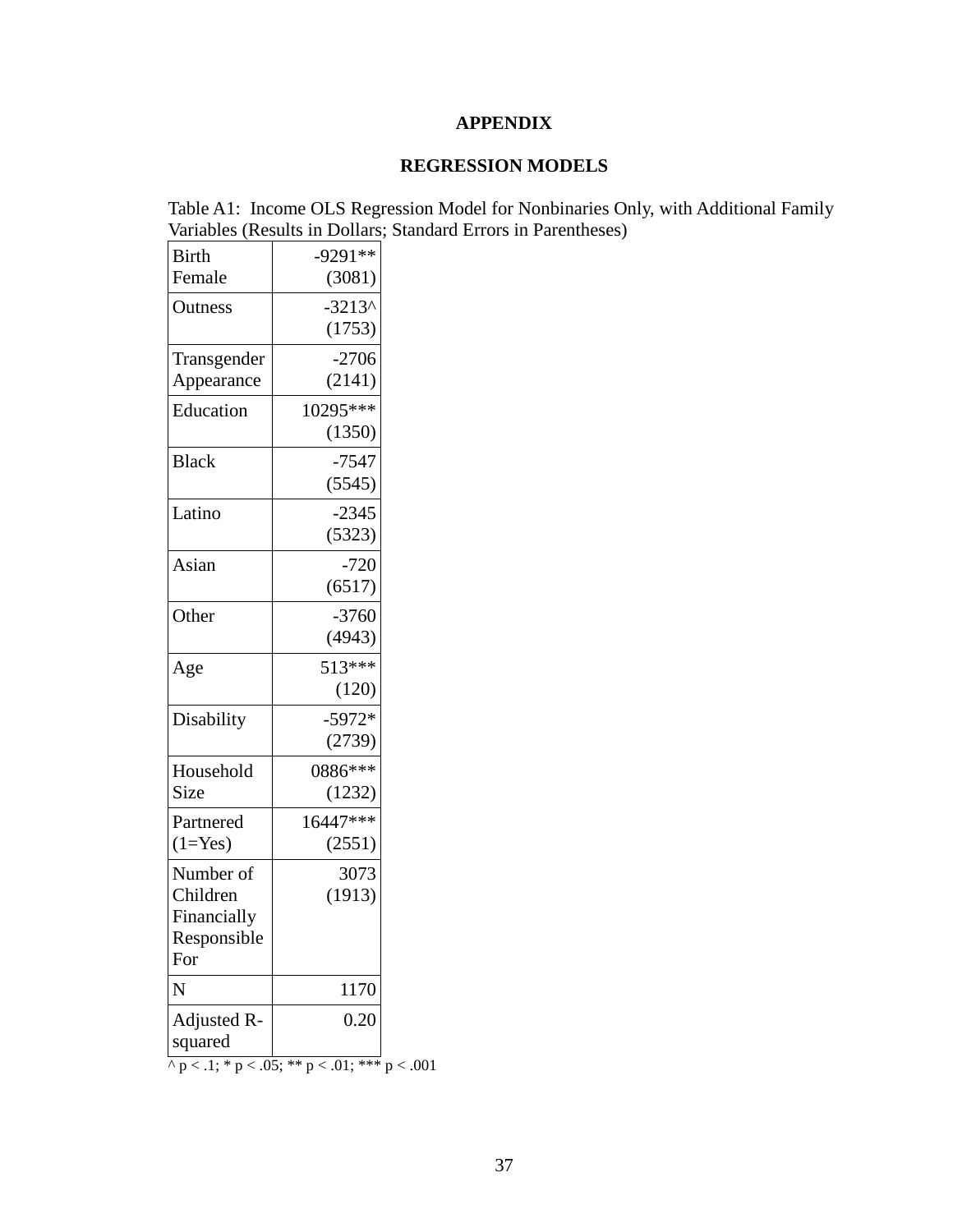**APPENDIX**

**REGRESSION MODELS**

Table A1: Income OLS Regression Model for Nonbinaries Only, with Additional Family Variables (Results in Dollars; Standard Errors in Parentheses)

| | |
|---|---:|
| Birth Female | -9291** (3081) |
| Outness | -3213^ (1753) |
| Transgender Appearance | -2706 (2141) |
| Education | 10295*** (1350) |
| Black | -7547 (5545) |
| Latino | -2345 (5323) |
| Asian | -720 (6517) |
| Other | -3760 (4943) |
| Age | 513*** (120) |
| Disability | -5972* (2739) |
| Household Size | 0886*** (1232) |
| Partnered (1=Yes) | 16447*** (2551) |
| Number of Children Financially Responsible For | 3073 (1913) |
| N | 1170 |
| Adjusted R-squared | 0.20 |

^ p < .1; * p < .05; ** p < .01; *** p < .001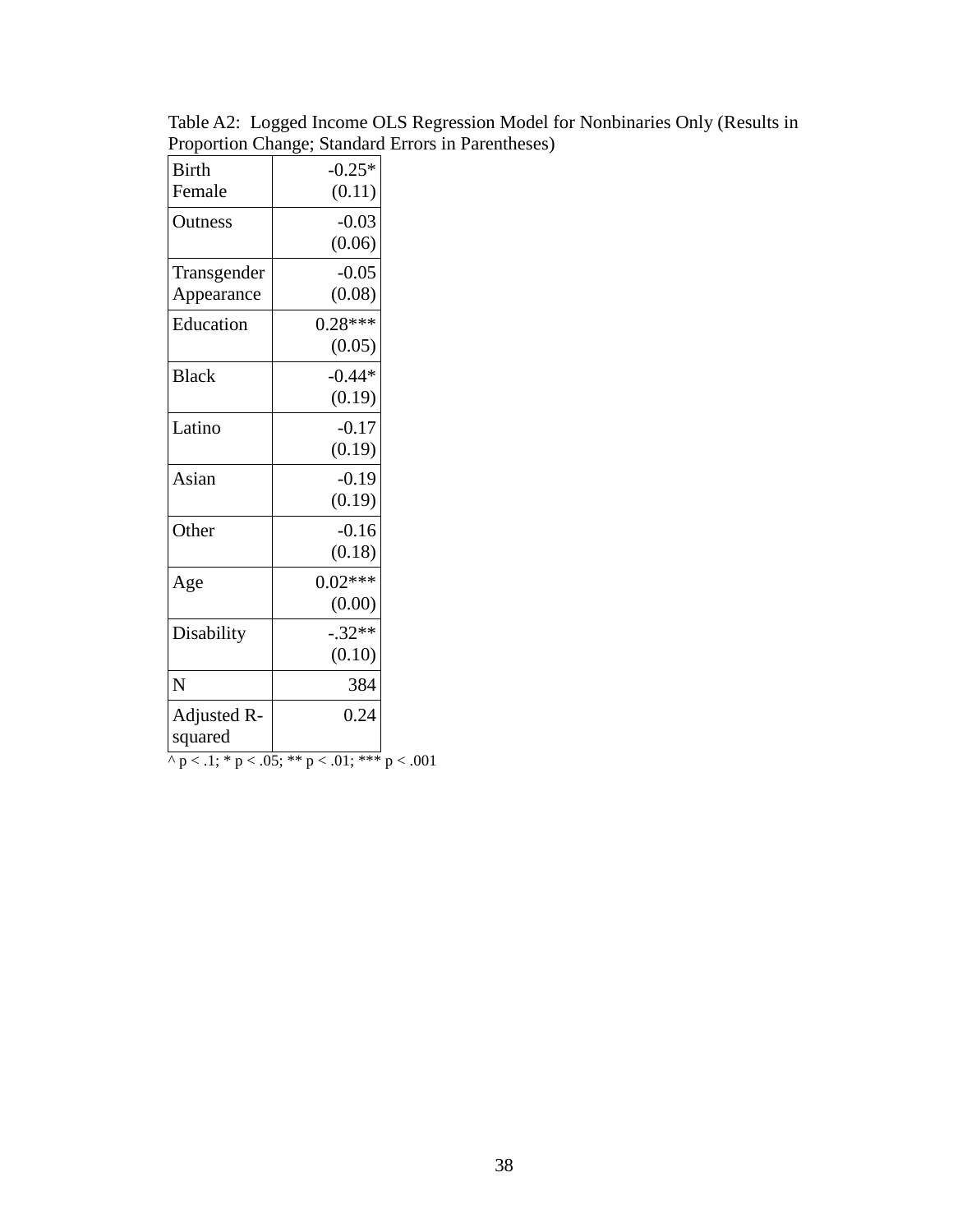Table A2: Logged Income OLS Regression Model for Nonbinaries Only (Results in Proportion Change; Standard Errors in Parentheses)

| | |
|---|---|
| Birth Female | -0.25*<br>(0.11) |
| Outness | -0.03<br>(0.06) |
| Transgender Appearance | -0.05<br>(0.08) |
| Education | 0.28***<br>(0.05) |
| Black | -0.44*<br>(0.19) |
| Latino | -0.17<br>(0.19) |
| Asian | -0.19<br>(0.19) |
| Other | -0.16<br>(0.18) |
| Age | 0.02***<br>(0.00) |
| Disability | -.32**<br>(0.10) |
| N | 384 |
| Adjusted R-squared | 0.24 |

^ p < .1; * p < .05; ** p < .01; *** p < .001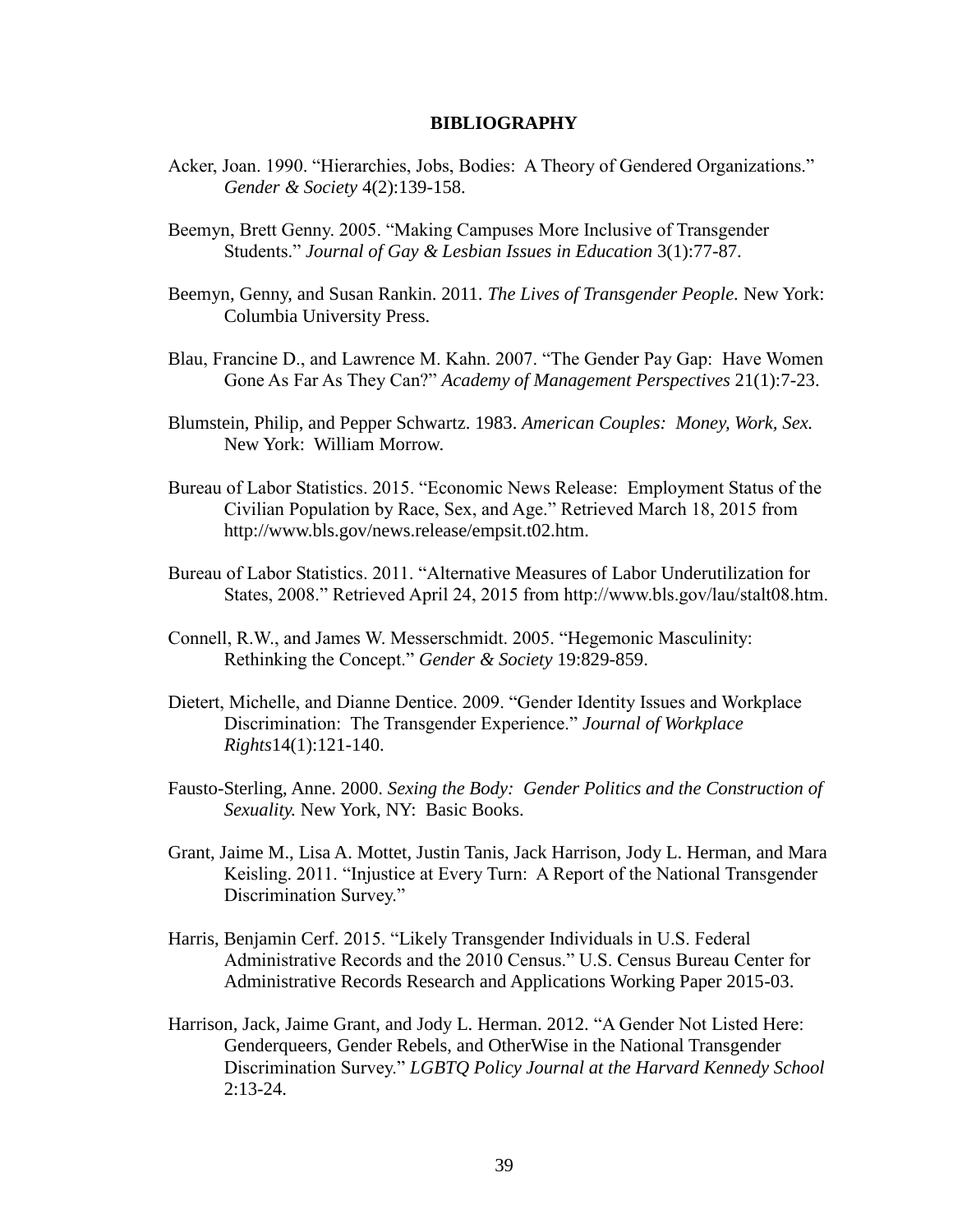# BIBLIOGRAPHY

Acker, Joan. 1990. "Hierarchies, Jobs, Bodies: A Theory of Gendered Organizations." *Gender & Society* 4(2):139-158.

Beemyn, Brett Genny. 2005. "Making Campuses More Inclusive of Transgender Students." *Journal of Gay & Lesbian Issues in Education* 3(1):77-87.

Beemyn, Genny, and Susan Rankin. 2011. *The Lives of Transgender People.* New York: Columbia University Press.

Blau, Francine D., and Lawrence M. Kahn. 2007. "The Gender Pay Gap: Have Women Gone As Far As They Can?" *Academy of Management Perspectives* 21(1):7-23.

Blumstein, Philip, and Pepper Schwartz. 1983. *American Couples: Money, Work, Sex.* New York: William Morrow.

Bureau of Labor Statistics. 2015. "Economic News Release: Employment Status of the Civilian Population by Race, Sex, and Age." Retrieved March 18, 2015 from http://www.bls.gov/news.release/empsit.t02.htm.

Bureau of Labor Statistics. 2011. "Alternative Measures of Labor Underutilization for States, 2008." Retrieved April 24, 2015 from http://www.bls.gov/lau/stalt08.htm.

Connell, R.W., and James W. Messerschmidt. 2005. "Hegemonic Masculinity: Rethinking the Concept." *Gender & Society* 19:829-859.

Dietert, Michelle, and Dianne Dentice. 2009. "Gender Identity Issues and Workplace Discrimination: The Transgender Experience." *Journal of Workplace Rights*14(1):121-140.

Fausto-Sterling, Anne. 2000. *Sexing the Body: Gender Politics and the Construction of Sexuality.* New York, NY: Basic Books.

Grant, Jaime M., Lisa A. Mottet, Justin Tanis, Jack Harrison, Jody L. Herman, and Mara Keisling. 2011. "Injustice at Every Turn: A Report of the National Transgender Discrimination Survey."

Harris, Benjamin Cerf. 2015. "Likely Transgender Individuals in U.S. Federal Administrative Records and the 2010 Census." U.S. Census Bureau Center for Administrative Records Research and Applications Working Paper 2015-03.

Harrison, Jack, Jaime Grant, and Jody L. Herman. 2012. "A Gender Not Listed Here: Genderqueers, Gender Rebels, and OtherWise in the National Transgender Discrimination Survey." *LGBTQ Policy Journal at the Harvard Kennedy School* 2:13-24.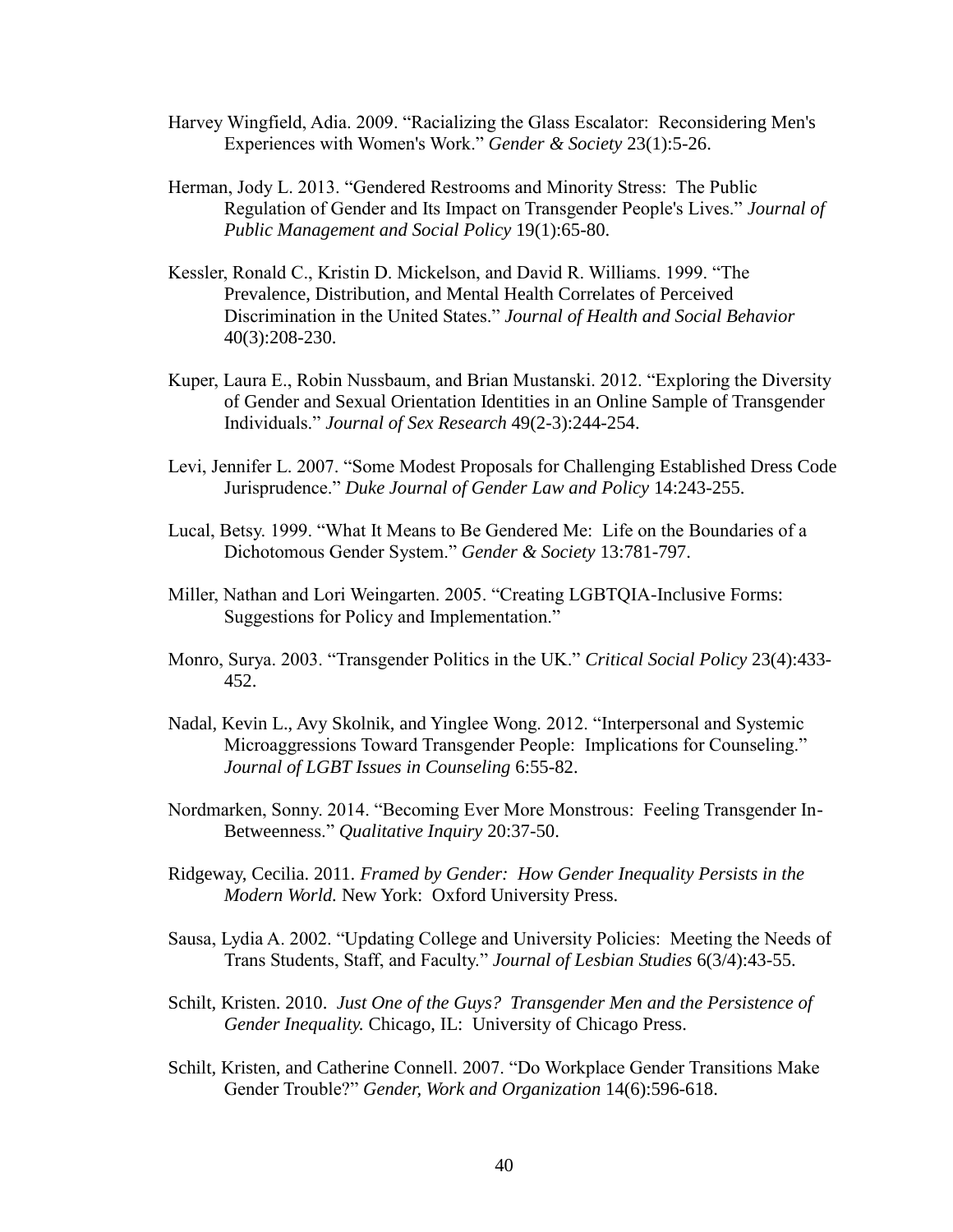Harvey Wingfield, Adia. 2009. "Racializing the Glass Escalator: Reconsidering Men's Experiences with Women's Work." *Gender & Society* 23(1):5-26.

Herman, Jody L. 2013. "Gendered Restrooms and Minority Stress: The Public Regulation of Gender and Its Impact on Transgender People's Lives." *Journal of Public Management and Social Policy* 19(1):65-80.

Kessler, Ronald C., Kristin D. Mickelson, and David R. Williams. 1999. "The Prevalence, Distribution, and Mental Health Correlates of Perceived Discrimination in the United States." *Journal of Health and Social Behavior* 40(3):208-230.

Kuper, Laura E., Robin Nussbaum, and Brian Mustanski. 2012. "Exploring the Diversity of Gender and Sexual Orientation Identities in an Online Sample of Transgender Individuals." *Journal of Sex Research* 49(2-3):244-254.

Levi, Jennifer L. 2007. "Some Modest Proposals for Challenging Established Dress Code Jurisprudence." *Duke Journal of Gender Law and Policy* 14:243-255.

Lucal, Betsy. 1999. "What It Means to Be Gendered Me: Life on the Boundaries of a Dichotomous Gender System." *Gender & Society* 13:781-797.

Miller, Nathan and Lori Weingarten. 2005. "Creating LGBTQIA-Inclusive Forms: Suggestions for Policy and Implementation."

Monro, Surya. 2003. "Transgender Politics in the UK." *Critical Social Policy* 23(4):433-452.

Nadal, Kevin L., Avy Skolnik, and Yinglee Wong. 2012. "Interpersonal and Systemic Microaggressions Toward Transgender People: Implications for Counseling." *Journal of LGBT Issues in Counseling* 6:55-82.

Nordmarken, Sonny. 2014. "Becoming Ever More Monstrous: Feeling Transgender In-Betweenness." *Qualitative Inquiry* 20:37-50.

Ridgeway, Cecilia. 2011. *Framed by Gender: How Gender Inequality Persists in the Modern World.* New York: Oxford University Press.

Sausa, Lydia A. 2002. "Updating College and University Policies: Meeting the Needs of Trans Students, Staff, and Faculty." *Journal of Lesbian Studies* 6(3/4):43-55.

Schilt, Kristen. 2010. *Just One of the Guys? Transgender Men and the Persistence of Gender Inequality.* Chicago, IL: University of Chicago Press.

Schilt, Kristen, and Catherine Connell. 2007. "Do Workplace Gender Transitions Make Gender Trouble?" *Gender, Work and Organization* 14(6):596-618.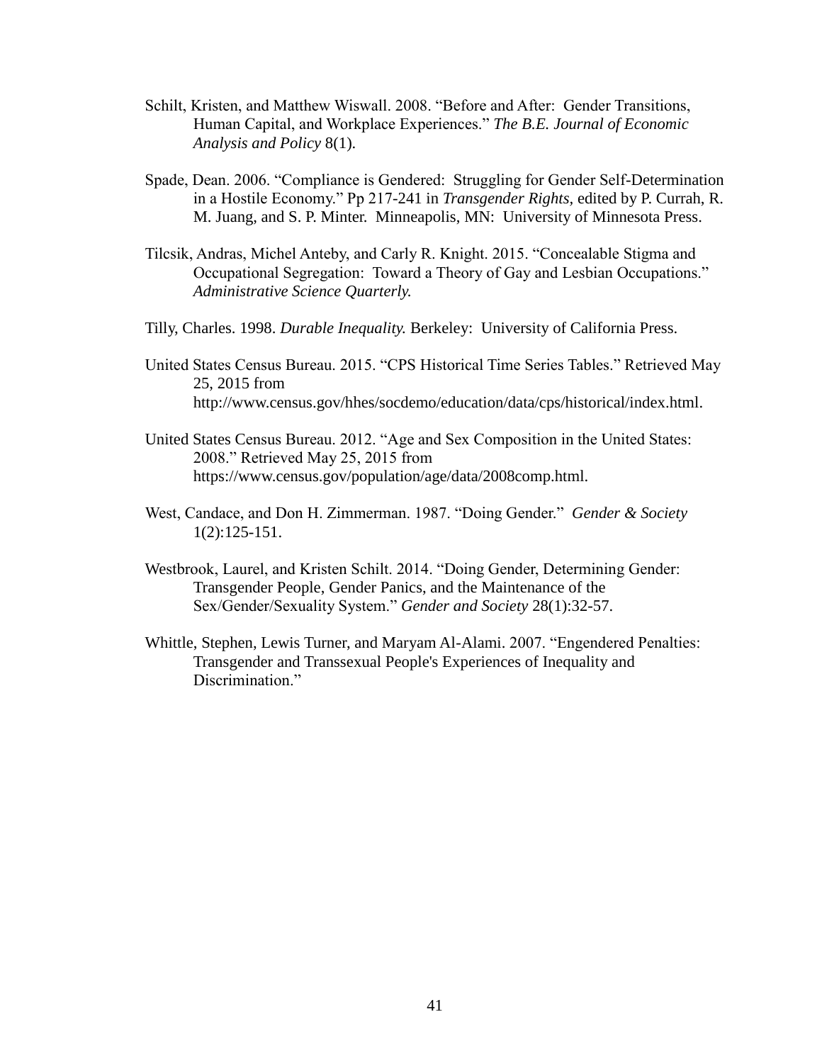Schilt, Kristen, and Matthew Wiswall. 2008. "Before and After: Gender Transitions, Human Capital, and Workplace Experiences." *The B.E. Journal of Economic Analysis and Policy* 8(1).

Spade, Dean. 2006. "Compliance is Gendered: Struggling for Gender Self-Determination in a Hostile Economy." Pp 217-241 in *Transgender Rights,* edited by P. Currah, R. M. Juang, and S. P. Minter. Minneapolis, MN: University of Minnesota Press.

Tilcsik, Andras, Michel Anteby, and Carly R. Knight. 2015. "Concealable Stigma and Occupational Segregation: Toward a Theory of Gay and Lesbian Occupations." *Administrative Science Quarterly.*

Tilly, Charles. 1998. *Durable Inequality.* Berkeley: University of California Press.

United States Census Bureau. 2015. "CPS Historical Time Series Tables." Retrieved May 25, 2015 from http://www.census.gov/hhes/socdemo/education/data/cps/historical/index.html.

United States Census Bureau. 2012. "Age and Sex Composition in the United States: 2008." Retrieved May 25, 2015 from https://www.census.gov/population/age/data/2008comp.html.

West, Candace, and Don H. Zimmerman. 1987. "Doing Gender." *Gender & Society* 1(2):125-151.

Westbrook, Laurel, and Kristen Schilt. 2014. "Doing Gender, Determining Gender: Transgender People, Gender Panics, and the Maintenance of the Sex/Gender/Sexuality System." *Gender and Society* 28(1):32-57.

Whittle, Stephen, Lewis Turner, and Maryam Al-Alami. 2007. "Engendered Penalties: Transgender and Transsexual People's Experiences of Inequality and Discrimination."